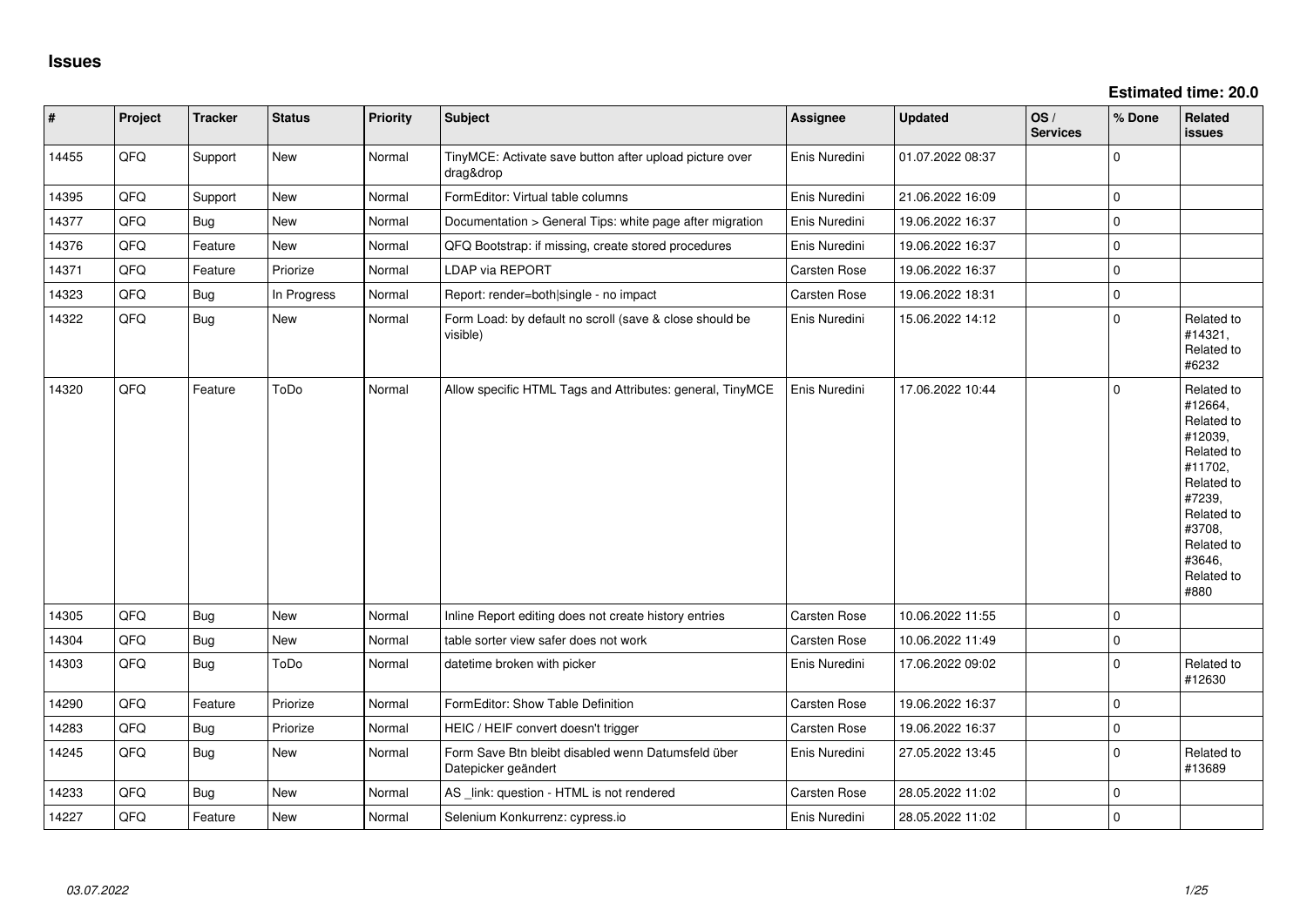# Issues

**Estimated time: 20.0**

| # | Project | Tracker | Status | Priority | Subject | Assignee | Updated | OS / Services | % Done | Related issues |
|---|---|---|---|---|---|---|---|---|---|---|
| 14455 | QFQ | Support | New | Normal | TinyMCE: Activate save button after upload picture over drag&drop | Enis Nuredini | 01.07.2022 08:37 | | 0 | |
| 14395 | QFQ | Support | New | Normal | FormEditor: Virtual table columns | Enis Nuredini | 21.06.2022 16:09 | | 0 | |
| 14377 | QFQ | Bug | New | Normal | Documentation > General Tips: white page after migration | Enis Nuredini | 19.06.2022 16:37 | | 0 | |
| 14376 | QFQ | Feature | New | Normal | QFQ Bootstrap: if missing, create stored procedures | Enis Nuredini | 19.06.2022 16:37 | | 0 | |
| 14371 | QFQ | Feature | Priorize | Normal | LDAP via REPORT | Carsten Rose | 19.06.2022 16:37 | | 0 | |
| 14323 | QFQ | Bug | In Progress | Normal | Report: render=both\|single - no impact | Carsten Rose | 19.06.2022 18:31 | | 0 | |
| 14322 | QFQ | Bug | New | Normal | Form Load: by default no scroll (save & close should be visible) | Enis Nuredini | 15.06.2022 14:12 | | 0 | Related to #14321, Related to #6232 |
| 14320 | QFQ | Feature | ToDo | Normal | Allow specific HTML Tags and Attributes: general, TinyMCE | Enis Nuredini | 17.06.2022 10:44 | | 0 | Related to #12664, Related to #12039, Related to #11702, Related to #7239, Related to #3708, Related to #3646, Related to #880 |
| 14305 | QFQ | Bug | New | Normal | Inline Report editing does not create history entries | Carsten Rose | 10.06.2022 11:55 | | 0 | |
| 14304 | QFQ | Bug | New | Normal | table sorter view safer does not work | Carsten Rose | 10.06.2022 11:49 | | 0 | |
| 14303 | QFQ | Bug | ToDo | Normal | datetime broken with picker | Enis Nuredini | 17.06.2022 09:02 | | 0 | Related to #12630 |
| 14290 | QFQ | Feature | Priorize | Normal | FormEditor: Show Table Definition | Carsten Rose | 19.06.2022 16:37 | | 0 | |
| 14283 | QFQ | Bug | Priorize | Normal | HEIC / HEIF convert doesn't trigger | Carsten Rose | 19.06.2022 16:37 | | 0 | |
| 14245 | QFQ | Bug | New | Normal | Form Save Btn bleibt disabled wenn Datumsfeld über Datepicker geändert | Enis Nuredini | 27.05.2022 13:45 | | 0 | Related to #13689 |
| 14233 | QFQ | Bug | New | Normal | AS _link: question - HTML is not rendered | Carsten Rose | 28.05.2022 11:02 | | 0 | |
| 14227 | QFQ | Feature | New | Normal | Selenium Konkurrenz: cypress.io | Enis Nuredini | 28.05.2022 11:02 | | 0 | |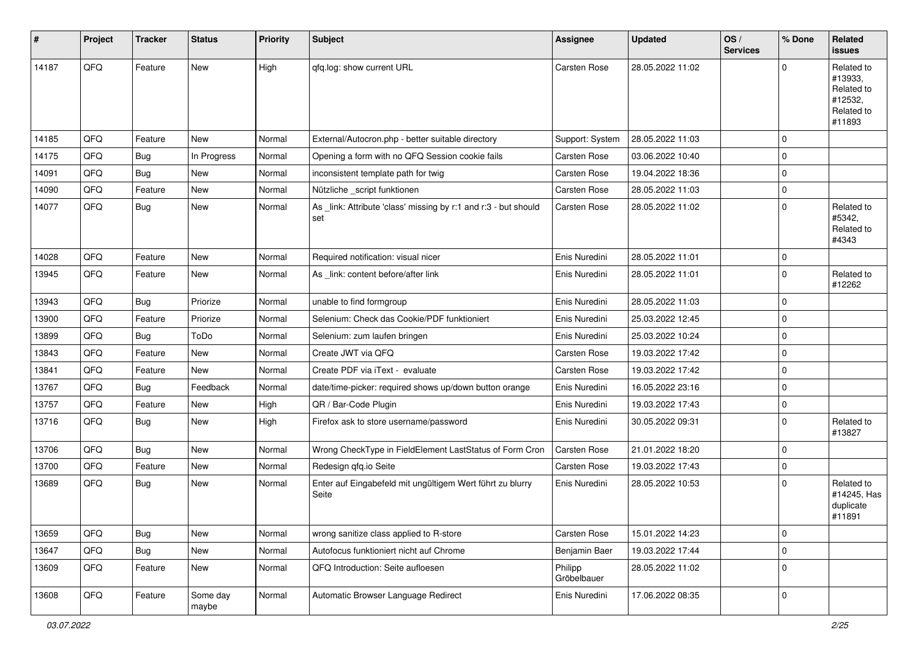| # | Project | Tracker | Status | Priority | Subject | Assignee | Updated | OS / Services | % Done | Related issues |
|---|---|---|---|---|---|---|---|---|---|---|
| 14187 | QFQ | Feature | New | High | qfq.log: show current URL | Carsten Rose | 28.05.2022 11:02 | | 0 | Related to #13933, Related to #12532, Related to #11893 |
| 14185 | QFQ | Feature | New | Normal | External/Autocron.php - better suitable directory | Support: System | 28.05.2022 11:03 | | 0 | |
| 14175 | QFQ | Bug | In Progress | Normal | Opening a form with no QFQ Session cookie fails | Carsten Rose | 03.06.2022 10:40 | | 0 | |
| 14091 | QFQ | Bug | New | Normal | inconsistent template path for twig | Carsten Rose | 19.04.2022 18:36 | | 0 | |
| 14090 | QFQ | Feature | New | Normal | Nützliche _script funktionen | Carsten Rose | 28.05.2022 11:03 | | 0 | |
| 14077 | QFQ | Bug | New | Normal | As _link: Attribute 'class' missing by r:1 and r:3 - but should set | Carsten Rose | 28.05.2022 11:02 | | 0 | Related to #5342, Related to #4343 |
| 14028 | QFQ | Feature | New | Normal | Required notification: visual nicer | Enis Nuredini | 28.05.2022 11:01 | | 0 | |
| 13945 | QFQ | Feature | New | Normal | As _link: content before/after link | Enis Nuredini | 28.05.2022 11:01 | | 0 | Related to #12262 |
| 13943 | QFQ | Bug | Priorize | Normal | unable to find formgroup | Enis Nuredini | 28.05.2022 11:03 | | 0 | |
| 13900 | QFQ | Feature | Priorize | Normal | Selenium: Check das Cookie/PDF funktioniert | Enis Nuredini | 25.03.2022 12:45 | | 0 | |
| 13899 | QFQ | Bug | ToDo | Normal | Selenium: zum laufen bringen | Enis Nuredini | 25.03.2022 10:24 | | 0 | |
| 13843 | QFQ | Feature | New | Normal | Create JWT via QFQ | Carsten Rose | 19.03.2022 17:42 | | 0 | |
| 13841 | QFQ | Feature | New | Normal | Create PDF via iText - evaluate | Carsten Rose | 19.03.2022 17:42 | | 0 | |
| 13767 | QFQ | Bug | Feedback | Normal | date/time-picker: required shows up/down button orange | Enis Nuredini | 16.05.2022 23:16 | | 0 | |
| 13757 | QFQ | Feature | New | High | QR / Bar-Code Plugin | Enis Nuredini | 19.03.2022 17:43 | | 0 | |
| 13716 | QFQ | Bug | New | High | Firefox ask to store username/password | Enis Nuredini | 30.05.2022 09:31 | | 0 | Related to #13827 |
| 13706 | QFQ | Bug | New | Normal | Wrong CheckType in FieldElement LastStatus of Form Cron | Carsten Rose | 21.01.2022 18:20 | | 0 | |
| 13700 | QFQ | Feature | New | Normal | Redesign qfq.io Seite | Carsten Rose | 19.03.2022 17:43 | | 0 | |
| 13689 | QFQ | Bug | New | Normal | Enter auf Eingabefeld mit ungültigem Wert führt zu blurry Seite | Enis Nuredini | 28.05.2022 10:53 | | 0 | Related to #14245, Has duplicate #11891 |
| 13659 | QFQ | Bug | New | Normal | wrong sanitize class applied to R-store | Carsten Rose | 15.01.2022 14:23 | | 0 | |
| 13647 | QFQ | Bug | New | Normal | Autofocus funktioniert nicht auf Chrome | Benjamin Baer | 19.03.2022 17:44 | | 0 | |
| 13609 | QFQ | Feature | New | Normal | QFQ Introduction: Seite aufloesen | Philipp Gröbelbauer | 28.05.2022 11:02 | | 0 | |
| 13608 | QFQ | Feature | Some day maybe | Normal | Automatic Browser Language Redirect | Enis Nuredini | 17.06.2022 08:35 | | 0 | |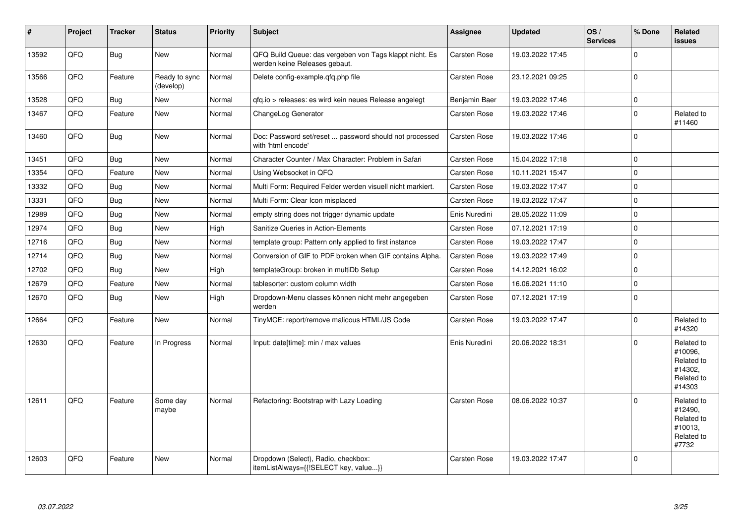| # | Project | Tracker | Status | Priority | Subject | Assignee | Updated | OS / Services | % Done | Related issues |
|---|---|---|---|---|---|---|---|---|---|---|
| 13592 | QFQ | Bug | New | Normal | QFQ Build Queue: das vergeben von Tags klappt nicht. Es werden keine Releases gebaut. | Carsten Rose | 19.03.2022 17:45 | | 0 | |
| 13566 | QFQ | Feature | Ready to sync (develop) | Normal | Delete config-example.qfq.php file | Carsten Rose | 23.12.2021 09:25 | | 0 | |
| 13528 | QFQ | Bug | New | Normal | qfq.io > releases: es wird kein neues Release angelegt | Benjamin Baer | 19.03.2022 17:46 | | 0 | |
| 13467 | QFQ | Feature | New | Normal | ChangeLog Generator | Carsten Rose | 19.03.2022 17:46 | | 0 | Related to #11460 |
| 13460 | QFQ | Bug | New | Normal | Doc: Password set/reset ... password should not processed with 'html encode' | Carsten Rose | 19.03.2022 17:46 | | 0 | |
| 13451 | QFQ | Bug | New | Normal | Character Counter / Max Character: Problem in Safari | Carsten Rose | 15.04.2022 17:18 | | 0 | |
| 13354 | QFQ | Feature | New | Normal | Using Websocket in QFQ | Carsten Rose | 10.11.2021 15:47 | | 0 | |
| 13332 | QFQ | Bug | New | Normal | Multi Form: Required Felder werden visuell nicht markiert. | Carsten Rose | 19.03.2022 17:47 | | 0 | |
| 13331 | QFQ | Bug | New | Normal | Multi Form: Clear Icon misplaced | Carsten Rose | 19.03.2022 17:47 | | 0 | |
| 12989 | QFQ | Bug | New | Normal | empty string does not trigger dynamic update | Enis Nuredini | 28.05.2022 11:09 | | 0 | |
| 12974 | QFQ | Bug | New | High | Sanitize Queries in Action-Elements | Carsten Rose | 07.12.2021 17:19 | | 0 | |
| 12716 | QFQ | Bug | New | Normal | template group: Pattern only applied to first instance | Carsten Rose | 19.03.2022 17:47 | | 0 | |
| 12714 | QFQ | Bug | New | Normal | Conversion of GIF to PDF broken when GIF contains Alpha. | Carsten Rose | 19.03.2022 17:49 | | 0 | |
| 12702 | QFQ | Bug | New | High | templateGroup: broken in multiDb Setup | Carsten Rose | 14.12.2021 16:02 | | 0 | |
| 12679 | QFQ | Feature | New | Normal | tablesorter: custom column width | Carsten Rose | 16.06.2021 11:10 | | 0 | |
| 12670 | QFQ | Bug | New | High | Dropdown-Menu classes können nicht mehr angegeben werden | Carsten Rose | 07.12.2021 17:19 | | 0 | |
| 12664 | QFQ | Feature | New | Normal | TinyMCE: report/remove malicous HTML/JS Code | Carsten Rose | 19.03.2022 17:47 | | 0 | Related to #14320 |
| 12630 | QFQ | Feature | In Progress | Normal | Input: date[time]: min / max values | Enis Nuredini | 20.06.2022 18:31 | | 0 | Related to #10096, Related to #14302, Related to #14303 |
| 12611 | QFQ | Feature | Some day maybe | Normal | Refactoring: Bootstrap with Lazy Loading | Carsten Rose | 08.06.2022 10:37 | | 0 | Related to #12490, Related to #10013, Related to #7732 |
| 12603 | QFQ | Feature | New | Normal | Dropdown (Select), Radio, checkbox: itemListAlways={{!SELECT key, value...}} | Carsten Rose | 19.03.2022 17:47 | | 0 | |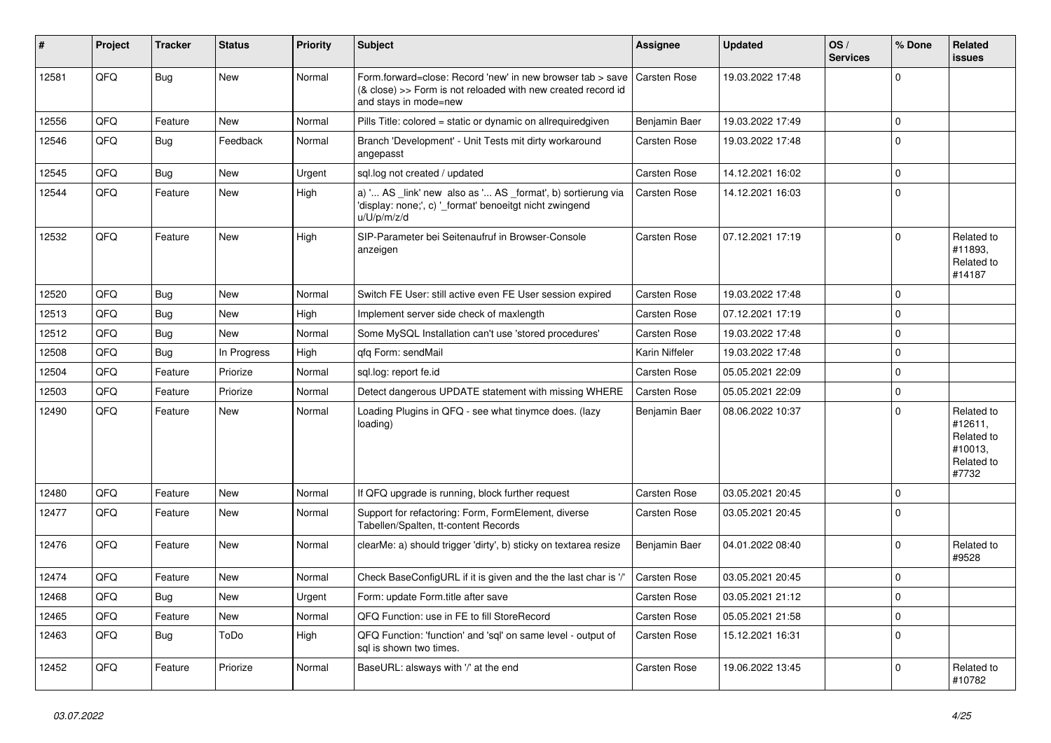| # | Project | Tracker | Status | Priority | Subject | Assignee | Updated | OS / Services | % Done | Related issues |
|---|---|---|---|---|---|---|---|---|---|---|
| 12581 | QFQ | Bug | New | Normal | Form.forward=close: Record 'new' in new browser tab > save (& close) >> Form is not reloaded with new created record id and stays in mode=new | Carsten Rose | 19.03.2022 17:48 | | 0 | |
| 12556 | QFQ | Feature | New | Normal | Pills Title: colored = static or dynamic on allrequiredgiven | Benjamin Baer | 19.03.2022 17:49 | | 0 | |
| 12546 | QFQ | Bug | Feedback | Normal | Branch 'Development' - Unit Tests mit dirty workaround angepasst | Carsten Rose | 19.03.2022 17:48 | | 0 | |
| 12545 | QFQ | Bug | New | Urgent | sql.log not created / updated | Carsten Rose | 14.12.2021 16:02 | | 0 | |
| 12544 | QFQ | Feature | New | High | a) '... AS _link' new also as '... AS _format', b) sortierung via 'display: none;', c) '_format' benoeitgt nicht zwingend u/U/p/m/z/d | Carsten Rose | 14.12.2021 16:03 | | 0 | |
| 12532 | QFQ | Feature | New | High | SIP-Parameter bei Seitenaufruf in Browser-Console anzeigen | Carsten Rose | 07.12.2021 17:19 | | 0 | Related to #11893, Related to #14187 |
| 12520 | QFQ | Bug | New | Normal | Switch FE User: still active even FE User session expired | Carsten Rose | 19.03.2022 17:48 | | 0 | |
| 12513 | QFQ | Bug | New | High | Implement server side check of maxlength | Carsten Rose | 07.12.2021 17:19 | | 0 | |
| 12512 | QFQ | Bug | New | Normal | Some MySQL Installation can't use 'stored procedures' | Carsten Rose | 19.03.2022 17:48 | | 0 | |
| 12508 | QFQ | Bug | In Progress | High | qfq Form: sendMail | Karin Niffeler | 19.03.2022 17:48 | | 0 | |
| 12504 | QFQ | Feature | Priorize | Normal | sql.log: report fe.id | Carsten Rose | 05.05.2021 22:09 | | 0 | |
| 12503 | QFQ | Feature | Priorize | Normal | Detect dangerous UPDATE statement with missing WHERE | Carsten Rose | 05.05.2021 22:09 | | 0 | |
| 12490 | QFQ | Feature | New | Normal | Loading Plugins in QFQ - see what tinymce does. (lazy loading) | Benjamin Baer | 08.06.2022 10:37 | | 0 | Related to #12611, Related to #10013, Related to #7732 |
| 12480 | QFQ | Feature | New | Normal | If QFQ upgrade is running, block further request | Carsten Rose | 03.05.2021 20:45 | | 0 | |
| 12477 | QFQ | Feature | New | Normal | Support for refactoring: Form, FormElement, diverse Tabellen/Spalten, tt-content Records | Carsten Rose | 03.05.2021 20:45 | | 0 | |
| 12476 | QFQ | Feature | New | Normal | clearMe: a) should trigger 'dirty', b) sticky on textarea resize | Benjamin Baer | 04.01.2022 08:40 | | 0 | Related to #9528 |
| 12474 | QFQ | Feature | New | Normal | Check BaseConfigURL if it is given and the the last char is '/' | Carsten Rose | 03.05.2021 20:45 | | 0 | |
| 12468 | QFQ | Bug | New | Urgent | Form: update Form.title after save | Carsten Rose | 03.05.2021 21:12 | | 0 | |
| 12465 | QFQ | Feature | New | Normal | QFQ Function: use in FE to fill StoreRecord | Carsten Rose | 05.05.2021 21:58 | | 0 | |
| 12463 | QFQ | Bug | ToDo | High | QFQ Function: 'function' and 'sql' on same level - output of sql is shown two times. | Carsten Rose | 15.12.2021 16:31 | | 0 | |
| 12452 | QFQ | Feature | Priorize | Normal | BaseURL: alsways with '/' at the end | Carsten Rose | 19.06.2022 13:45 | | 0 | Related to #10782 |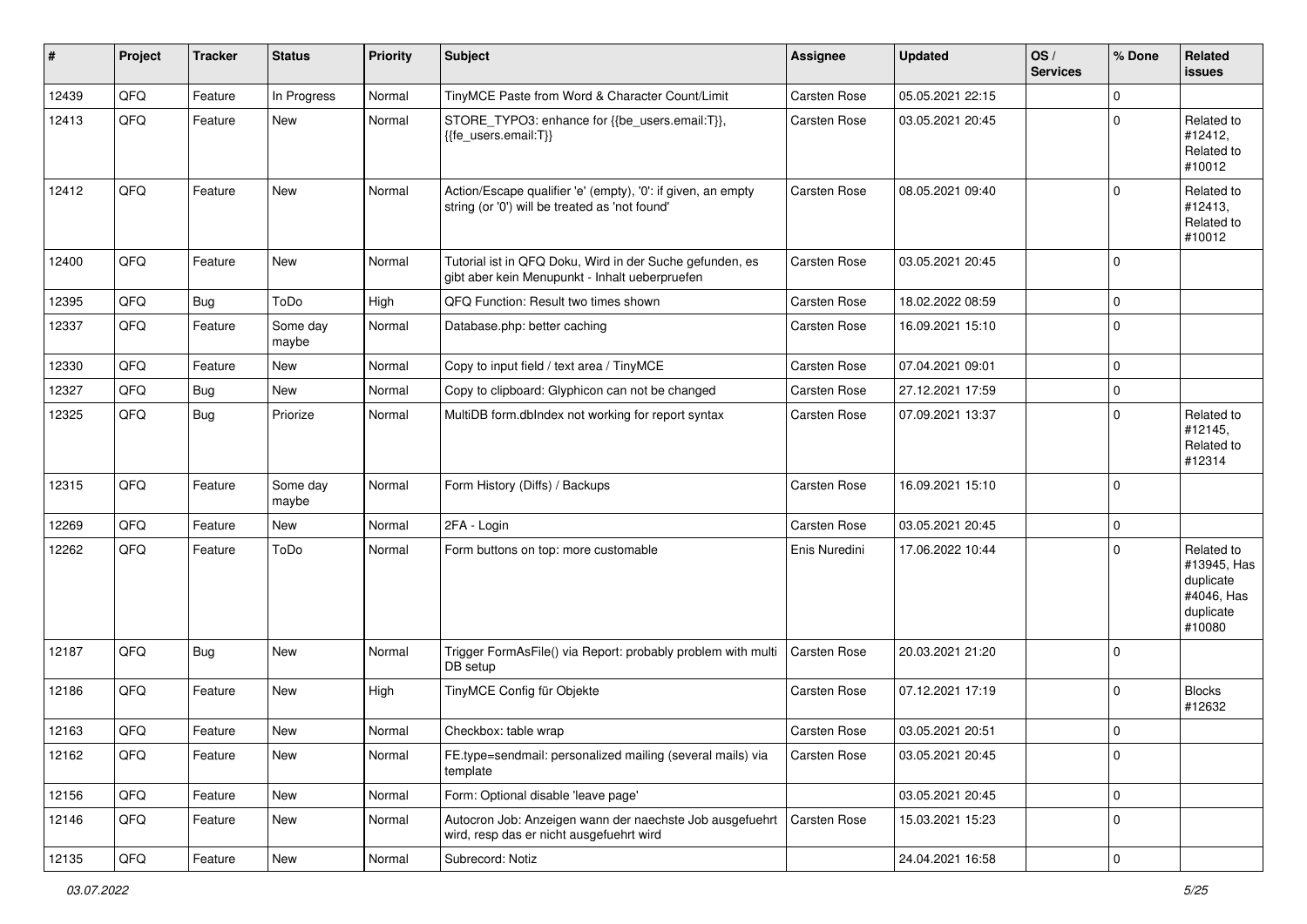| # | Project | Tracker | Status | Priority | Subject | Assignee | Updated | OS / Services | % Done | Related issues |
|---|---|---|---|---|---|---|---|---|---|---|
| 12439 | QFQ | Feature | In Progress | Normal | TinyMCE Paste from Word & Character Count/Limit | Carsten Rose | 05.05.2021 22:15 | | 0 | |
| 12413 | QFQ | Feature | New | Normal | STORE_TYPO3: enhance for {{be_users.email:T}}, {{fe_users.email:T}} | Carsten Rose | 03.05.2021 20:45 | | 0 | Related to #12412, Related to #10012 |
| 12412 | QFQ | Feature | New | Normal | Action/Escape qualifier 'e' (empty), '0': if given, an empty string (or '0') will be treated as 'not found' | Carsten Rose | 08.05.2021 09:40 | | 0 | Related to #12413, Related to #10012 |
| 12400 | QFQ | Feature | New | Normal | Tutorial ist in QFQ Doku, Wird in der Suche gefunden, es gibt aber kein Menupunkt - Inhalt ueberpruefen | Carsten Rose | 03.05.2021 20:45 | | 0 | |
| 12395 | QFQ | Bug | ToDo | High | QFQ Function: Result two times shown | Carsten Rose | 18.02.2022 08:59 | | 0 | |
| 12337 | QFQ | Feature | Some day maybe | Normal | Database.php: better caching | Carsten Rose | 16.09.2021 15:10 | | 0 | |
| 12330 | QFQ | Feature | New | Normal | Copy to input field / text area / TinyMCE | Carsten Rose | 07.04.2021 09:01 | | 0 | |
| 12327 | QFQ | Bug | New | Normal | Copy to clipboard: Glyphicon can not be changed | Carsten Rose | 27.12.2021 17:59 | | 0 | |
| 12325 | QFQ | Bug | Priorize | Normal | MultiDB form.dbIndex not working for report syntax | Carsten Rose | 07.09.2021 13:37 | | 0 | Related to #12145, Related to #12314 |
| 12315 | QFQ | Feature | Some day maybe | Normal | Form History (Diffs) / Backups | Carsten Rose | 16.09.2021 15:10 | | 0 | |
| 12269 | QFQ | Feature | New | Normal | 2FA - Login | Carsten Rose | 03.05.2021 20:45 | | 0 | |
| 12262 | QFQ | Feature | ToDo | Normal | Form buttons on top: more customable | Enis Nuredini | 17.06.2022 10:44 | | 0 | Related to #13945, Has duplicate #4046, Has duplicate #10080 |
| 12187 | QFQ | Bug | New | Normal | Trigger FormAsFile() via Report: probably problem with multi DB setup | Carsten Rose | 20.03.2021 21:20 | | 0 | |
| 12186 | QFQ | Feature | New | High | TinyMCE Config für Objekte | Carsten Rose | 07.12.2021 17:19 | | 0 | Blocks #12632 |
| 12163 | QFQ | Feature | New | Normal | Checkbox: table wrap | Carsten Rose | 03.05.2021 20:51 | | 0 | |
| 12162 | QFQ | Feature | New | Normal | FE.type=sendmail: personalized mailing (several mails) via template | Carsten Rose | 03.05.2021 20:45 | | 0 | |
| 12156 | QFQ | Feature | New | Normal | Form: Optional disable 'leave page' | | 03.05.2021 20:45 | | 0 | |
| 12146 | QFQ | Feature | New | Normal | Autocron Job: Anzeigen wann der naechste Job ausgefuehrt wird, resp das er nicht ausgefuehrt wird | Carsten Rose | 15.03.2021 15:23 | | 0 | |
| 12135 | QFQ | Feature | New | Normal | Subrecord: Notiz | | 24.04.2021 16:58 | | 0 | |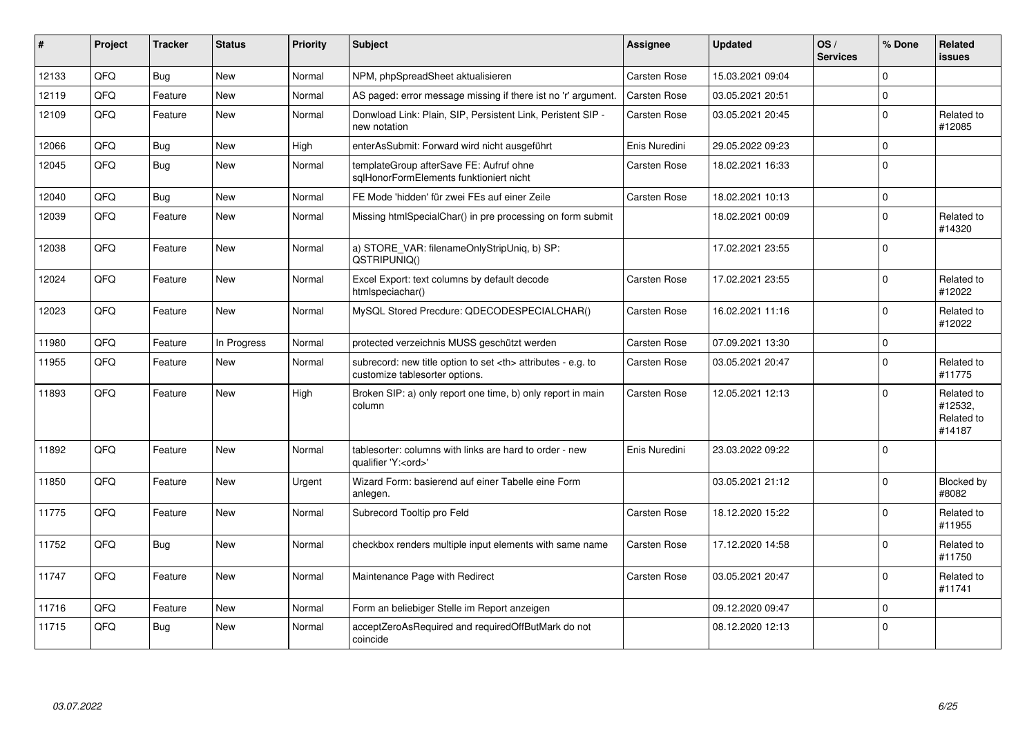| # | Project | Tracker | Status | Priority | Subject | Assignee | Updated | OS / Services | % Done | Related issues |
|---|---|---|---|---|---|---|---|---|---|---|
| 12133 | QFQ | Bug | New | Normal | NPM, phpSpreadSheet aktualisieren | Carsten Rose | 15.03.2021 09:04 | | 0 | |
| 12119 | QFQ | Feature | New | Normal | AS paged: error message missing if there ist no 'r' argument. | Carsten Rose | 03.05.2021 20:51 | | 0 | |
| 12109 | QFQ | Feature | New | Normal | Donwload Link: Plain, SIP, Persistent Link, Peristent SIP - new notation | Carsten Rose | 03.05.2021 20:45 | | 0 | Related to #12085 |
| 12066 | QFQ | Bug | New | High | enterAsSubmit: Forward wird nicht ausgeführt | Enis Nuredini | 29.05.2022 09:23 | | 0 | |
| 12045 | QFQ | Bug | New | Normal | templateGroup afterSave FE: Aufruf ohne sqlHonorFormElements funktioniert nicht | Carsten Rose | 18.02.2021 16:33 | | 0 | |
| 12040 | QFQ | Bug | New | Normal | FE Mode 'hidden' für zwei FEs auf einer Zeile | Carsten Rose | 18.02.2021 10:13 | | 0 | |
| 12039 | QFQ | Feature | New | Normal | Missing htmlSpecialChar() in pre processing on form submit | | 18.02.2021 00:09 | | 0 | Related to #14320 |
| 12038 | QFQ | Feature | New | Normal | a) STORE_VAR: filenameOnlyStripUniq, b) SP: QSTRIPUNIQ() | | 17.02.2021 23:55 | | 0 | |
| 12024 | QFQ | Feature | New | Normal | Excel Export: text columns by default decode htmlspeciachar() | Carsten Rose | 17.02.2021 23:55 | | 0 | Related to #12022 |
| 12023 | QFQ | Feature | New | Normal | MySQL Stored Precdure: QDECODESPECIALCHAR() | Carsten Rose | 16.02.2021 11:16 | | 0 | Related to #12022 |
| 11980 | QFQ | Feature | In Progress | Normal | protected verzeichnis MUSS geschützt werden | Carsten Rose | 07.09.2021 13:30 | | 0 | |
| 11955 | QFQ | Feature | New | Normal | subrecord: new title option to set <th> attributes - e.g. to customize tablesorter options. | Carsten Rose | 03.05.2021 20:47 | | 0 | Related to #11775 |
| 11893 | QFQ | Feature | New | High | Broken SIP: a) only report one time, b) only report in main column | Carsten Rose | 12.05.2021 12:13 | | 0 | Related to #12532, Related to #14187 |
| 11892 | QFQ | Feature | New | Normal | tablesorter: columns with links are hard to order - new qualifier 'Y:<ord>' | Enis Nuredini | 23.03.2022 09:22 | | 0 | |
| 11850 | QFQ | Feature | New | Urgent | Wizard Form: basierend auf einer Tabelle eine Form anlegen. | | 03.05.2021 21:12 | | 0 | Blocked by #8082 |
| 11775 | QFQ | Feature | New | Normal | Subrecord Tooltip pro Feld | Carsten Rose | 18.12.2020 15:22 | | 0 | Related to #11955 |
| 11752 | QFQ | Bug | New | Normal | checkbox renders multiple input elements with same name | Carsten Rose | 17.12.2020 14:58 | | 0 | Related to #11750 |
| 11747 | QFQ | Feature | New | Normal | Maintenance Page with Redirect | Carsten Rose | 03.05.2021 20:47 | | 0 | Related to #11741 |
| 11716 | QFQ | Feature | New | Normal | Form an beliebiger Stelle im Report anzeigen | | 09.12.2020 09:47 | | 0 | |
| 11715 | QFQ | Bug | New | Normal | acceptZeroAsRequired and requiredOffButMark do not coincide | | 08.12.2020 12:13 | | 0 | |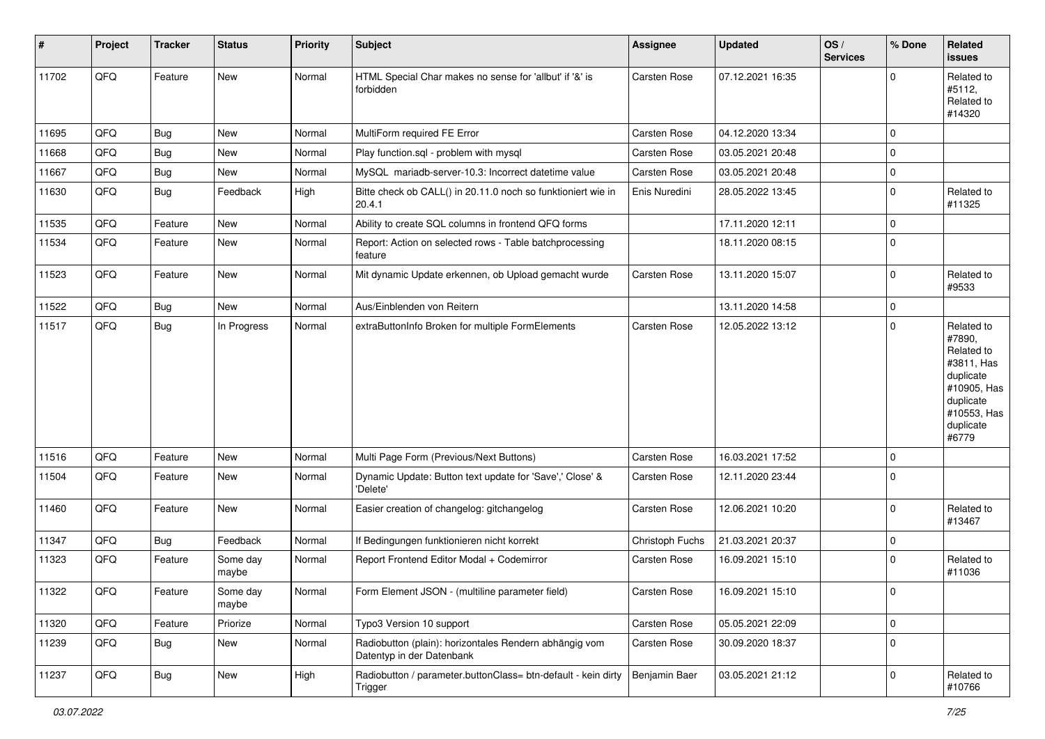| # | Project | Tracker | Status | Priority | Subject | Assignee | Updated | OS / Services | % Done | Related issues |
|---|---|---|---|---|---|---|---|---|---|---|
| 11702 | QFQ | Feature | New | Normal | HTML Special Char makes no sense for 'allbut' if '&' is forbidden | Carsten Rose | 07.12.2021 16:35 | | 0 | Related to #5112, Related to #14320 |
| 11695 | QFQ | Bug | New | Normal | MultiForm required FE Error | Carsten Rose | 04.12.2020 13:34 | | 0 | |
| 11668 | QFQ | Bug | New | Normal | Play function.sql - problem with mysql | Carsten Rose | 03.05.2021 20:48 | | 0 | |
| 11667 | QFQ | Bug | New | Normal | MySQL mariadb-server-10.3: Incorrect datetime value | Carsten Rose | 03.05.2021 20:48 | | 0 | |
| 11630 | QFQ | Bug | Feedback | High | Bitte check ob CALL() in 20.11.0 noch so funktioniert wie in 20.4.1 | Enis Nuredini | 28.05.2022 13:45 | | 0 | Related to #11325 |
| 11535 | QFQ | Feature | New | Normal | Ability to create SQL columns in frontend QFQ forms | | 17.11.2020 12:11 | | 0 | |
| 11534 | QFQ | Feature | New | Normal | Report: Action on selected rows - Table batchprocessing feature | | 18.11.2020 08:15 | | 0 | |
| 11523 | QFQ | Feature | New | Normal | Mit dynamic Update erkennen, ob Upload gemacht wurde | Carsten Rose | 13.11.2020 15:07 | | 0 | Related to #9533 |
| 11522 | QFQ | Bug | New | Normal | Aus/Einblenden von Reitern | | 13.11.2020 14:58 | | 0 | |
| 11517 | QFQ | Bug | In Progress | Normal | extraButtonInfo Broken for multiple FormElements | Carsten Rose | 12.05.2022 13:12 | | 0 | Related to #7890, Related to #3811, Has duplicate #10905, Has duplicate #10553, Has duplicate #6779 |
| 11516 | QFQ | Feature | New | Normal | Multi Page Form (Previous/Next Buttons) | Carsten Rose | 16.03.2021 17:52 | | 0 | |
| 11504 | QFQ | Feature | New | Normal | Dynamic Update: Button text update for 'Save',' Close' & 'Delete' | Carsten Rose | 12.11.2020 23:44 | | 0 | |
| 11460 | QFQ | Feature | New | Normal | Easier creation of changelog: gitchangelog | Carsten Rose | 12.06.2021 10:20 | | 0 | Related to #13467 |
| 11347 | QFQ | Bug | Feedback | Normal | If Bedingungen funktionieren nicht korrekt | Christoph Fuchs | 21.03.2021 20:37 | | 0 | |
| 11323 | QFQ | Feature | Some day maybe | Normal | Report Frontend Editor Modal + Codemirror | Carsten Rose | 16.09.2021 15:10 | | 0 | Related to #11036 |
| 11322 | QFQ | Feature | Some day maybe | Normal | Form Element JSON - (multiline parameter field) | Carsten Rose | 16.09.2021 15:10 | | 0 | |
| 11320 | QFQ | Feature | Priorize | Normal | Typo3 Version 10 support | Carsten Rose | 05.05.2021 22:09 | | 0 | |
| 11239 | QFQ | Bug | New | Normal | Radiobutton (plain): horizontales Rendern abhängig vom Datentyp in der Datenbank | Carsten Rose | 30.09.2020 18:37 | | 0 | |
| 11237 | QFQ | Bug | New | High | Radiobutton / parameter.buttonClass= btn-default - kein dirty Trigger | Benjamin Baer | 03.05.2021 21:12 | | 0 | Related to #10766 |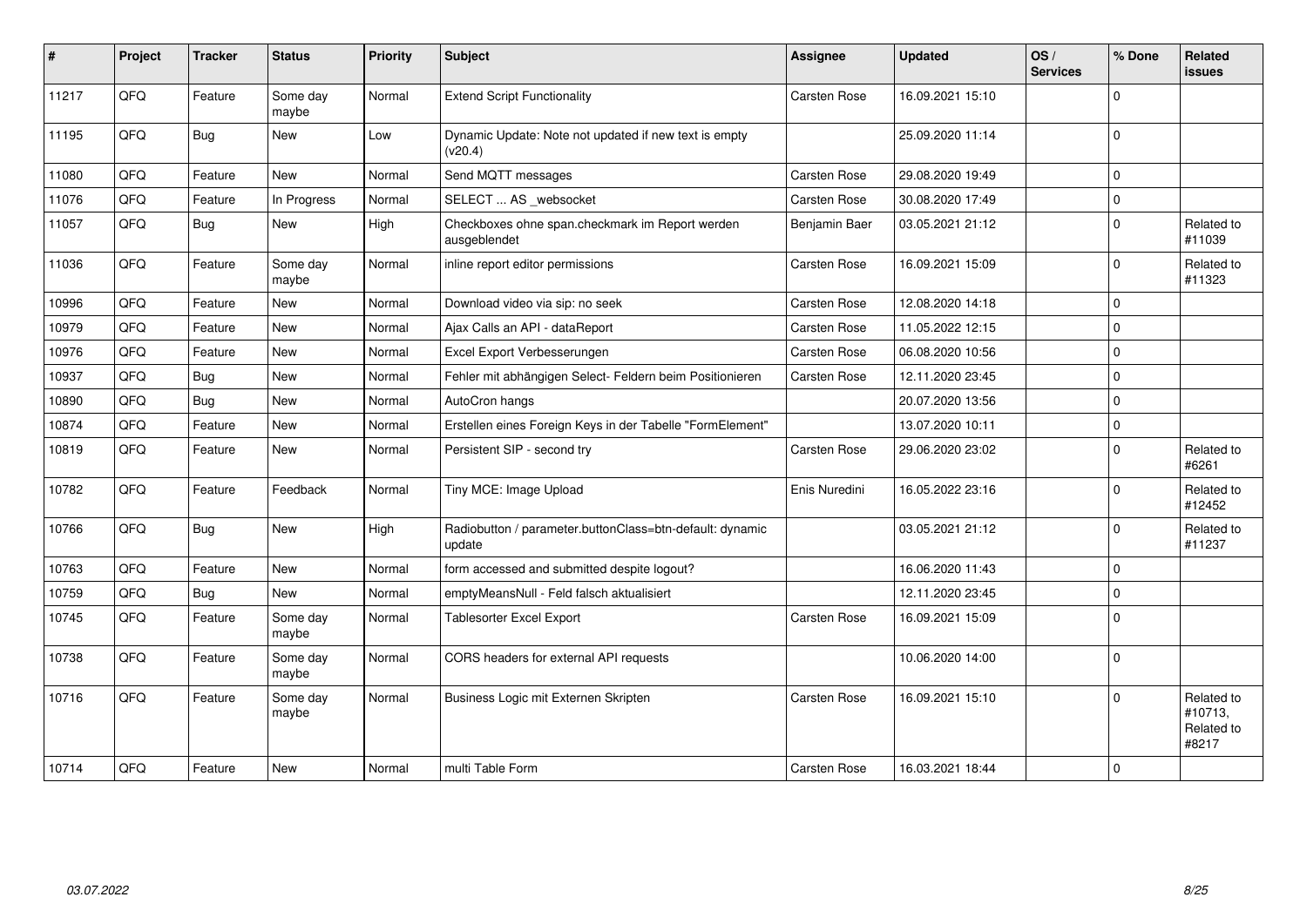| # | Project | Tracker | Status | Priority | Subject | Assignee | Updated | OS / Services | % Done | Related issues |
|---|---|---|---|---|---|---|---|---|---|---|
| 11217 | QFQ | Feature | Some day maybe | Normal | Extend Script Functionality | Carsten Rose | 16.09.2021 15:10 | | 0 | |
| 11195 | QFQ | Bug | New | Low | Dynamic Update: Note not updated if new text is empty (v20.4) | | 25.09.2020 11:14 | | 0 | |
| 11080 | QFQ | Feature | New | Normal | Send MQTT messages | Carsten Rose | 29.08.2020 19:49 | | 0 | |
| 11076 | QFQ | Feature | In Progress | Normal | SELECT ... AS _websocket | Carsten Rose | 30.08.2020 17:49 | | 0 | |
| 11057 | QFQ | Bug | New | High | Checkboxes ohne span.checkmark im Report werden ausgeblendet | Benjamin Baer | 03.05.2021 21:12 | | 0 | Related to #11039 |
| 11036 | QFQ | Feature | Some day maybe | Normal | inline report editor permissions | Carsten Rose | 16.09.2021 15:09 | | 0 | Related to #11323 |
| 10996 | QFQ | Feature | New | Normal | Download video via sip: no seek | Carsten Rose | 12.08.2020 14:18 | | 0 | |
| 10979 | QFQ | Feature | New | Normal | Ajax Calls an API - dataReport | Carsten Rose | 11.05.2022 12:15 | | 0 | |
| 10976 | QFQ | Feature | New | Normal | Excel Export Verbesserungen | Carsten Rose | 06.08.2020 10:56 | | 0 | |
| 10937 | QFQ | Bug | New | Normal | Fehler mit abhängigen Select- Feldern beim Positionieren | Carsten Rose | 12.11.2020 23:45 | | 0 | |
| 10890 | QFQ | Bug | New | Normal | AutoCron hangs | | 20.07.2020 13:56 | | 0 | |
| 10874 | QFQ | Feature | New | Normal | Erstellen eines Foreign Keys in der Tabelle "FormElement" | | 13.07.2020 10:11 | | 0 | |
| 10819 | QFQ | Feature | New | Normal | Persistent SIP - second try | Carsten Rose | 29.06.2020 23:02 | | 0 | Related to #6261 |
| 10782 | QFQ | Feature | Feedback | Normal | Tiny MCE: Image Upload | Enis Nuredini | 16.05.2022 23:16 | | 0 | Related to #12452 |
| 10766 | QFQ | Bug | New | High | Radiobutton / parameter.buttonClass=btn-default: dynamic update | | 03.05.2021 21:12 | | 0 | Related to #11237 |
| 10763 | QFQ | Feature | New | Normal | form accessed and submitted despite logout? | | 16.06.2020 11:43 | | 0 | |
| 10759 | QFQ | Bug | New | Normal | emptyMeansNull - Feld falsch aktualisiert | | 12.11.2020 23:45 | | 0 | |
| 10745 | QFQ | Feature | Some day maybe | Normal | Tablesorter Excel Export | Carsten Rose | 16.09.2021 15:09 | | 0 | |
| 10738 | QFQ | Feature | Some day maybe | Normal | CORS headers for external API requests | | 10.06.2020 14:00 | | 0 | |
| 10716 | QFQ | Feature | Some day maybe | Normal | Business Logic mit Externen Skripten | Carsten Rose | 16.09.2021 15:10 | | 0 | Related to #10713, Related to #8217 |
| 10714 | QFQ | Feature | New | Normal | multi Table Form | Carsten Rose | 16.03.2021 18:44 | | 0 | |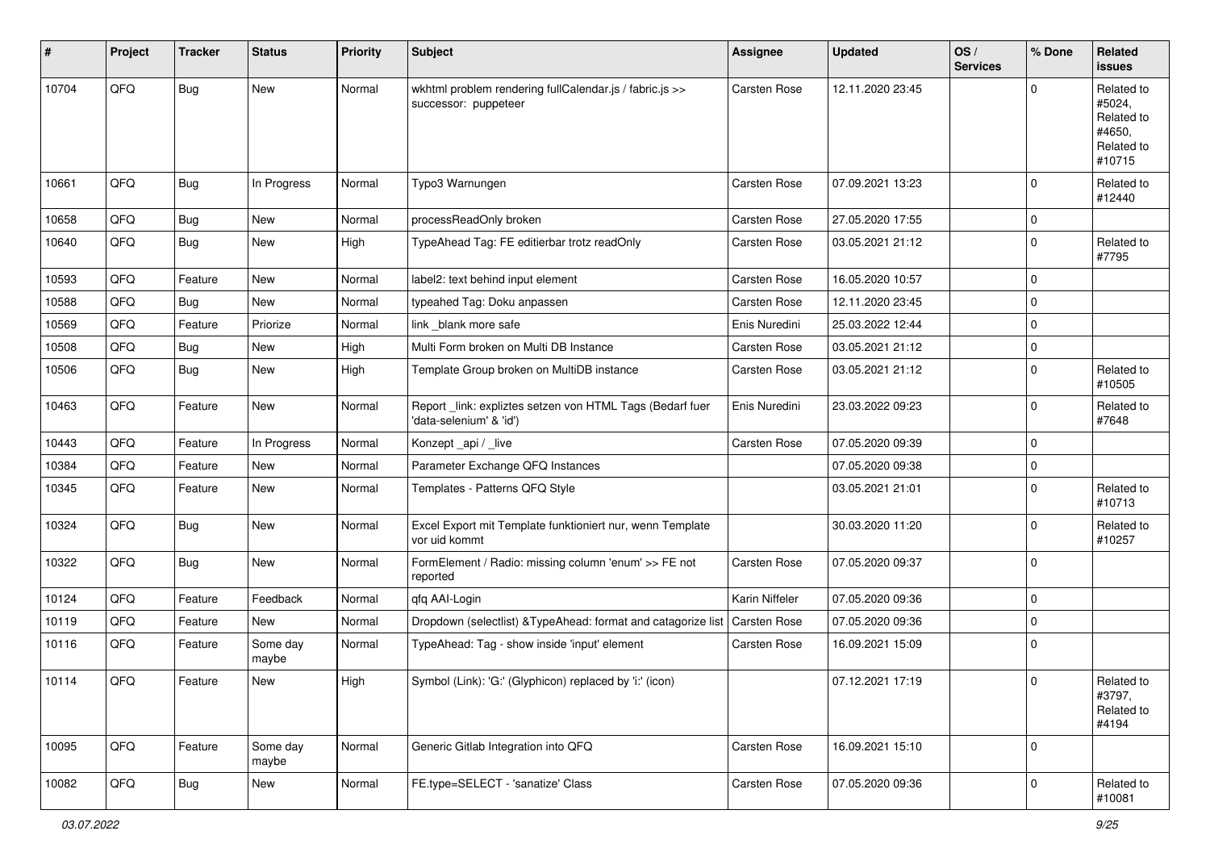| # | Project | Tracker | Status | Priority | Subject | Assignee | Updated | OS / Services | % Done | Related issues |
|---|---|---|---|---|---|---|---|---|---|---|
| 10704 | QFQ | Bug | New | Normal | wkhtml problem rendering fullCalendar.js / fabric.js >> successor: puppeteer | Carsten Rose | 12.11.2020 23:45 | | 0 | Related to #5024, Related to #4650, Related to #10715 |
| 10661 | QFQ | Bug | In Progress | Normal | Typo3 Warnungen | Carsten Rose | 07.09.2021 13:23 | | 0 | Related to #12440 |
| 10658 | QFQ | Bug | New | Normal | processReadOnly broken | Carsten Rose | 27.05.2020 17:55 | | 0 | |
| 10640 | QFQ | Bug | New | High | TypeAhead Tag: FE editierbar trotz readOnly | Carsten Rose | 03.05.2021 21:12 | | 0 | Related to #7795 |
| 10593 | QFQ | Feature | New | Normal | label2: text behind input element | Carsten Rose | 16.05.2020 10:57 | | 0 | |
| 10588 | QFQ | Bug | New | Normal | typeahed Tag: Doku anpassen | Carsten Rose | 12.11.2020 23:45 | | 0 | |
| 10569 | QFQ | Feature | Priorize | Normal | link _blank more safe | Enis Nuredini | 25.03.2022 12:44 | | 0 | |
| 10508 | QFQ | Bug | New | High | Multi Form broken on Multi DB Instance | Carsten Rose | 03.05.2021 21:12 | | 0 | |
| 10506 | QFQ | Bug | New | High | Template Group broken on MultiDB instance | Carsten Rose | 03.05.2021 21:12 | | 0 | Related to #10505 |
| 10463 | QFQ | Feature | New | Normal | Report _link: expliztes setzen von HTML Tags (Bedarf fuer 'data-selenium' & 'id') | Enis Nuredini | 23.03.2022 09:23 | | 0 | Related to #7648 |
| 10443 | QFQ | Feature | In Progress | Normal | Konzept _api / _live | Carsten Rose | 07.05.2020 09:39 | | 0 | |
| 10384 | QFQ | Feature | New | Normal | Parameter Exchange QFQ Instances | | 07.05.2020 09:38 | | 0 | |
| 10345 | QFQ | Feature | New | Normal | Templates - Patterns QFQ Style | | 03.05.2021 21:01 | | 0 | Related to #10713 |
| 10324 | QFQ | Bug | New | Normal | Excel Export mit Template funktioniert nur, wenn Template vor uid kommt | | 30.03.2020 11:20 | | 0 | Related to #10257 |
| 10322 | QFQ | Bug | New | Normal | FormElement / Radio: missing column 'enum' >> FE not reported | Carsten Rose | 07.05.2020 09:37 | | 0 | |
| 10124 | QFQ | Feature | Feedback | Normal | qfq AAI-Login | Karin Niffeler | 07.05.2020 09:36 | | 0 | |
| 10119 | QFQ | Feature | New | Normal | Dropdown (selectlist) &TypeAhead: format and catagorize list | Carsten Rose | 07.05.2020 09:36 | | 0 | |
| 10116 | QFQ | Feature | Some day maybe | Normal | TypeAhead: Tag - show inside 'input' element | Carsten Rose | 16.09.2021 15:09 | | 0 | |
| 10114 | QFQ | Feature | New | High | Symbol (Link): 'G:' (Glyphicon) replaced by 'i:' (icon) | | 07.12.2021 17:19 | | 0 | Related to #3797, Related to #4194 |
| 10095 | QFQ | Feature | Some day maybe | Normal | Generic Gitlab Integration into QFQ | Carsten Rose | 16.09.2021 15:10 | | 0 | |
| 10082 | QFQ | Bug | New | Normal | FE.type=SELECT - 'sanatize' Class | Carsten Rose | 07.05.2020 09:36 | | 0 | Related to #10081 |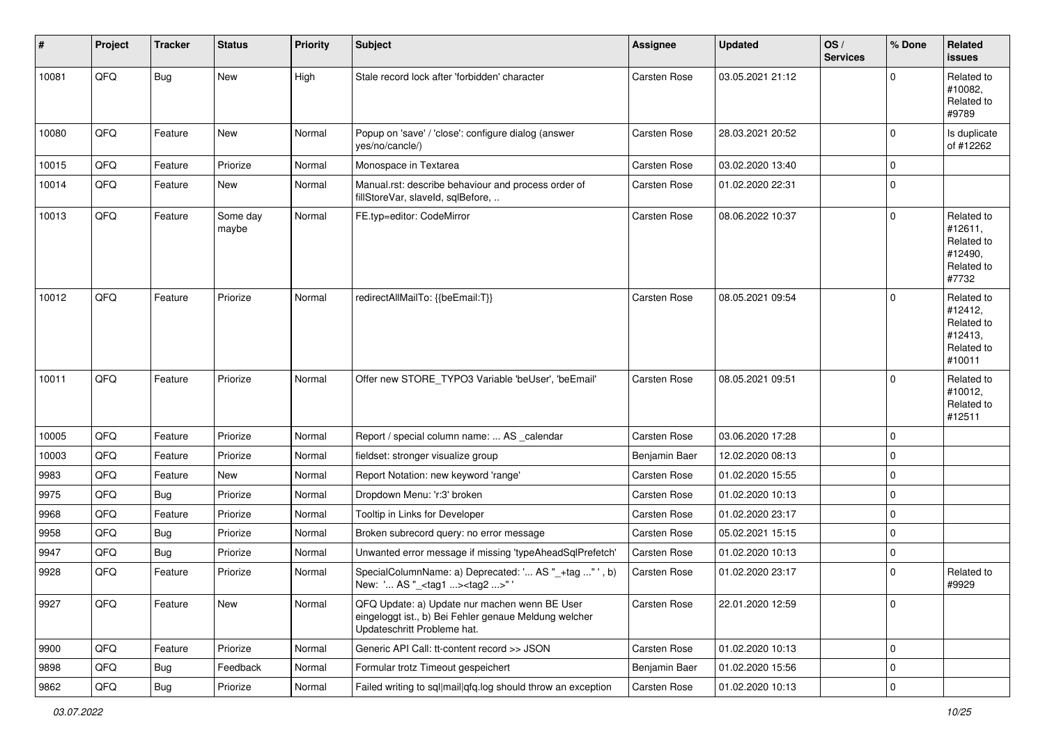| # | Project | Tracker | Status | Priority | Subject | Assignee | Updated | OS / Services | % Done | Related issues |
|---|---|---|---|---|---|---|---|---|---|---|
| 10081 | QFQ | Bug | New | High | Stale record lock after 'forbidden' character | Carsten Rose | 03.05.2021 21:12 | | 0 | Related to #10082, Related to #9789 |
| 10080 | QFQ | Feature | New | Normal | Popup on 'save' / 'close': configure dialog (answer yes/no/cancle/) | Carsten Rose | 28.03.2021 20:52 | | 0 | Is duplicate of #12262 |
| 10015 | QFQ | Feature | Priorize | Normal | Monospace in Textarea | Carsten Rose | 03.02.2020 13:40 | | 0 | |
| 10014 | QFQ | Feature | New | Normal | Manual.rst: describe behaviour and process order of fillStoreVar, slaveId, sqlBefore, .. | Carsten Rose | 01.02.2020 22:31 | | 0 | |
| 10013 | QFQ | Feature | Some day maybe | Normal | FE.typ=editor: CodeMirror | Carsten Rose | 08.06.2022 10:37 | | 0 | Related to #12611, Related to #12490, Related to #7732 |
| 10012 | QFQ | Feature | Priorize | Normal | redirectAllMailTo: {{beEmail:T}} | Carsten Rose | 08.05.2021 09:54 | | 0 | Related to #12412, Related to #12413, Related to #10011 |
| 10011 | QFQ | Feature | Priorize | Normal | Offer new STORE_TYPO3 Variable 'beUser', 'beEmail' | Carsten Rose | 08.05.2021 09:51 | | 0 | Related to #10012, Related to #12511 |
| 10005 | QFQ | Feature | Priorize | Normal | Report / special column name: ... AS _calendar | Carsten Rose | 03.06.2020 17:28 | | 0 | |
| 10003 | QFQ | Feature | Priorize | Normal | fieldset: stronger visualize group | Benjamin Baer | 12.02.2020 08:13 | | 0 | |
| 9983 | QFQ | Feature | New | Normal | Report Notation: new keyword 'range' | Carsten Rose | 01.02.2020 15:55 | | 0 | |
| 9975 | QFQ | Bug | Priorize | Normal | Dropdown Menu: 'r:3' broken | Carsten Rose | 01.02.2020 10:13 | | 0 | |
| 9968 | QFQ | Feature | Priorize | Normal | Tooltip in Links for Developer | Carsten Rose | 01.02.2020 23:17 | | 0 | |
| 9958 | QFQ | Bug | Priorize | Normal | Broken subrecord query: no error message | Carsten Rose | 05.02.2021 15:15 | | 0 | |
| 9947 | QFQ | Bug | Priorize | Normal | Unwanted error message if missing 'typeAheadSqlPrefetch' | Carsten Rose | 01.02.2020 10:13 | | 0 | |
| 9928 | QFQ | Feature | Priorize | Normal | SpecialColumnName: a) Deprecated: '... AS "_+tag ..." ', b) New: '... AS "_<tag1 ...><tag2 ...>" ' | Carsten Rose | 01.02.2020 23:17 | | 0 | Related to #9929 |
| 9927 | QFQ | Feature | New | Normal | QFQ Update: a) Update nur machen wenn BE User eingeloggt ist., b) Bei Fehler genaue Meldung welcher Updateschritt Probleme hat. | Carsten Rose | 22.01.2020 12:59 | | 0 | |
| 9900 | QFQ | Feature | Priorize | Normal | Generic API Call: tt-content record >> JSON | Carsten Rose | 01.02.2020 10:13 | | 0 | |
| 9898 | QFQ | Bug | Feedback | Normal | Formular trotz Timeout gespeichert | Benjamin Baer | 01.02.2020 15:56 | | 0 | |
| 9862 | QFQ | Bug | Priorize | Normal | Failed writing to sql\|mail\|qfq.log should throw an exception | Carsten Rose | 01.02.2020 10:13 | | 0 | |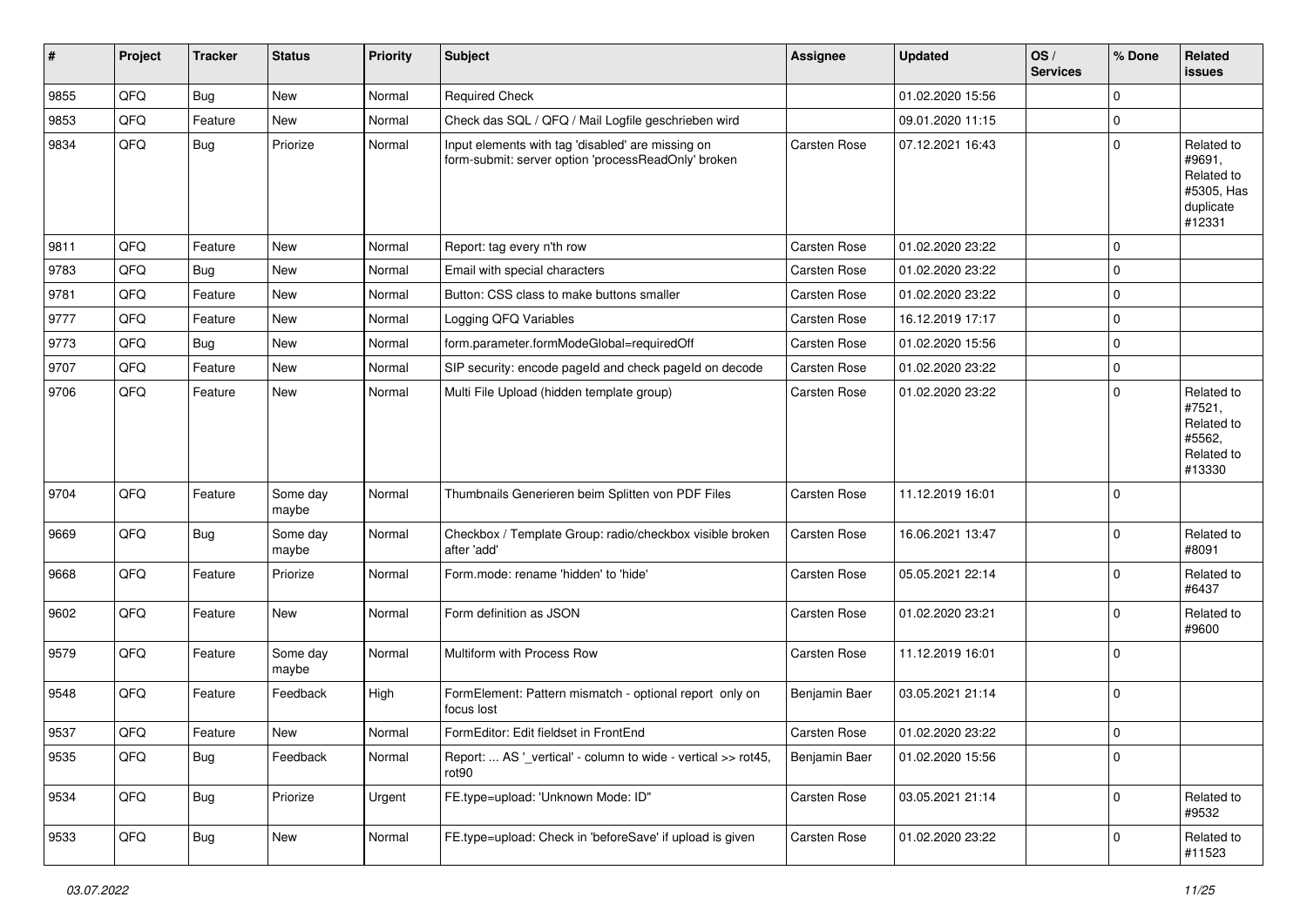| # | Project | Tracker | Status | Priority | Subject | Assignee | Updated | OS / Services | % Done | Related issues |
|---|---|---|---|---|---|---|---|---|---|---|
| 9855 | QFQ | Bug | New | Normal | Required Check | | 01.02.2020 15:56 | | 0 | |
| 9853 | QFQ | Feature | New | Normal | Check das SQL / QFQ / Mail Logfile geschrieben wird | | 09.01.2020 11:15 | | 0 | |
| 9834 | QFQ | Bug | Priorize | Normal | Input elements with tag 'disabled' are missing on form-submit: server option 'processReadOnly' broken | Carsten Rose | 07.12.2021 16:43 | | 0 | Related to #9691, Related to #5305, Has duplicate #12331 |
| 9811 | QFQ | Feature | New | Normal | Report: tag every n'th row | Carsten Rose | 01.02.2020 23:22 | | 0 | |
| 9783 | QFQ | Bug | New | Normal | Email with special characters | Carsten Rose | 01.02.2020 23:22 | | 0 | |
| 9781 | QFQ | Feature | New | Normal | Button: CSS class to make buttons smaller | Carsten Rose | 01.02.2020 23:22 | | 0 | |
| 9777 | QFQ | Feature | New | Normal | Logging QFQ Variables | Carsten Rose | 16.12.2019 17:17 | | 0 | |
| 9773 | QFQ | Bug | New | Normal | form.parameter.formModeGlobal=requiredOff | Carsten Rose | 01.02.2020 15:56 | | 0 | |
| 9707 | QFQ | Feature | New | Normal | SIP security: encode pageId and check pageId on decode | Carsten Rose | 01.02.2020 23:22 | | 0 | |
| 9706 | QFQ | Feature | New | Normal | Multi File Upload (hidden template group) | Carsten Rose | 01.02.2020 23:22 | | 0 | Related to #7521, Related to #5562, Related to #13330 |
| 9704 | QFQ | Feature | Some day maybe | Normal | Thumbnails Generieren beim Splitten von PDF Files | Carsten Rose | 11.12.2019 16:01 | | 0 | |
| 9669 | QFQ | Bug | Some day maybe | Normal | Checkbox / Template Group: radio/checkbox visible broken after 'add' | Carsten Rose | 16.06.2021 13:47 | | 0 | Related to #8091 |
| 9668 | QFQ | Feature | Priorize | Normal | Form.mode: rename 'hidden' to 'hide' | Carsten Rose | 05.05.2021 22:14 | | 0 | Related to #6437 |
| 9602 | QFQ | Feature | New | Normal | Form definition as JSON | Carsten Rose | 01.02.2020 23:21 | | 0 | Related to #9600 |
| 9579 | QFQ | Feature | Some day maybe | Normal | Multiform with Process Row | Carsten Rose | 11.12.2019 16:01 | | 0 | |
| 9548 | QFQ | Feature | Feedback | High | FormElement: Pattern mismatch - optional report only on focus lost | Benjamin Baer | 03.05.2021 21:14 | | 0 | |
| 9537 | QFQ | Feature | New | Normal | FormEditor: Edit fieldset in FrontEnd | Carsten Rose | 01.02.2020 23:22 | | 0 | |
| 9535 | QFQ | Bug | Feedback | Normal | Report: ... AS '_vertical' - column to wide - vertical >> rot45, rot90 | Benjamin Baer | 01.02.2020 15:56 | | 0 | |
| 9534 | QFQ | Bug | Priorize | Urgent | FE.type=upload: 'Unknown Mode: ID" | Carsten Rose | 03.05.2021 21:14 | | 0 | Related to #9532 |
| 9533 | QFQ | Bug | New | Normal | FE.type=upload: Check in 'beforeSave' if upload is given | Carsten Rose | 01.02.2020 23:22 | | 0 | Related to #11523 |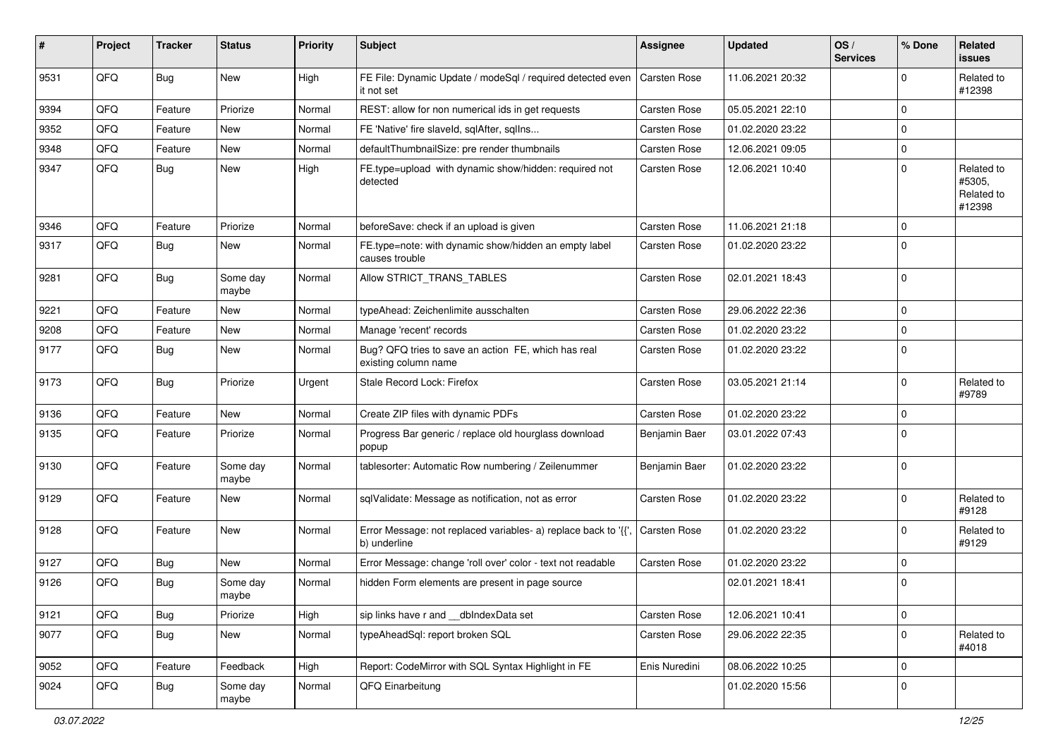| # | Project | Tracker | Status | Priority | Subject | Assignee | Updated | OS / Services | % Done | Related issues |
|---|---|---|---|---|---|---|---|---|---|---|
| 9531 | QFQ | Bug | New | High | FE File: Dynamic Update / modeSql / required detected even it not set | Carsten Rose | 11.06.2021 20:32 | | 0 | Related to #12398 |
| 9394 | QFQ | Feature | Priorize | Normal | REST: allow for non numerical ids in get requests | Carsten Rose | 05.05.2021 22:10 | | 0 | |
| 9352 | QFQ | Feature | New | Normal | FE 'Native' fire slaveId, sqlAfter, sqlIns... | Carsten Rose | 01.02.2020 23:22 | | 0 | |
| 9348 | QFQ | Feature | New | Normal | defaultThumbnailSize: pre render thumbnails | Carsten Rose | 12.06.2021 09:05 | | 0 | |
| 9347 | QFQ | Bug | New | High | FE.type=upload with dynamic show/hidden: required not detected | Carsten Rose | 12.06.2021 10:40 | | 0 | Related to #5305, Related to #12398 |
| 9346 | QFQ | Feature | Priorize | Normal | beforeSave: check if an upload is given | Carsten Rose | 11.06.2021 21:18 | | 0 | |
| 9317 | QFQ | Bug | New | Normal | FE.type=note: with dynamic show/hidden an empty label causes trouble | Carsten Rose | 01.02.2020 23:22 | | 0 | |
| 9281 | QFQ | Bug | Some day maybe | Normal | Allow STRICT_TRANS_TABLES | Carsten Rose | 02.01.2021 18:43 | | 0 | |
| 9221 | QFQ | Feature | New | Normal | typeAhead: Zeichenlimite ausschalten | Carsten Rose | 29.06.2022 22:36 | | 0 | |
| 9208 | QFQ | Feature | New | Normal | Manage 'recent' records | Carsten Rose | 01.02.2020 23:22 | | 0 | |
| 9177 | QFQ | Bug | New | Normal | Bug? QFQ tries to save an action FE, which has real existing column name | Carsten Rose | 01.02.2020 23:22 | | 0 | |
| 9173 | QFQ | Bug | Priorize | Urgent | Stale Record Lock: Firefox | Carsten Rose | 03.05.2021 21:14 | | 0 | Related to #9789 |
| 9136 | QFQ | Feature | New | Normal | Create ZIP files with dynamic PDFs | Carsten Rose | 01.02.2020 23:22 | | 0 | |
| 9135 | QFQ | Feature | Priorize | Normal | Progress Bar generic / replace old hourglass download popup | Benjamin Baer | 03.01.2022 07:43 | | 0 | |
| 9130 | QFQ | Feature | Some day maybe | Normal | tablesorter: Automatic Row numbering / Zeilenummer | Benjamin Baer | 01.02.2020 23:22 | | 0 | |
| 9129 | QFQ | Feature | New | Normal | sqlValidate: Message as notification, not as error | Carsten Rose | 01.02.2020 23:22 | | 0 | Related to #9128 |
| 9128 | QFQ | Feature | New | Normal | Error Message: not replaced variables- a) replace back to '{{', b) underline | Carsten Rose | 01.02.2020 23:22 | | 0 | Related to #9129 |
| 9127 | QFQ | Bug | New | Normal | Error Message: change 'roll over' color - text not readable | Carsten Rose | 01.02.2020 23:22 | | 0 | |
| 9126 | QFQ | Bug | Some day maybe | Normal | hidden Form elements are present in page source | | 02.01.2021 18:41 | | 0 | |
| 9121 | QFQ | Bug | Priorize | High | sip links have r and __dbIndexData set | Carsten Rose | 12.06.2021 10:41 | | 0 | |
| 9077 | QFQ | Bug | New | Normal | typeAheadSql: report broken SQL | Carsten Rose | 29.06.2022 22:35 | | 0 | Related to #4018 |
| 9052 | QFQ | Feature | Feedback | High | Report: CodeMirror with SQL Syntax Highlight in FE | Enis Nuredini | 08.06.2022 10:25 | | 0 | |
| 9024 | QFQ | Bug | Some day maybe | Normal | QFQ Einarbeitung | | 01.02.2020 15:56 | | 0 | |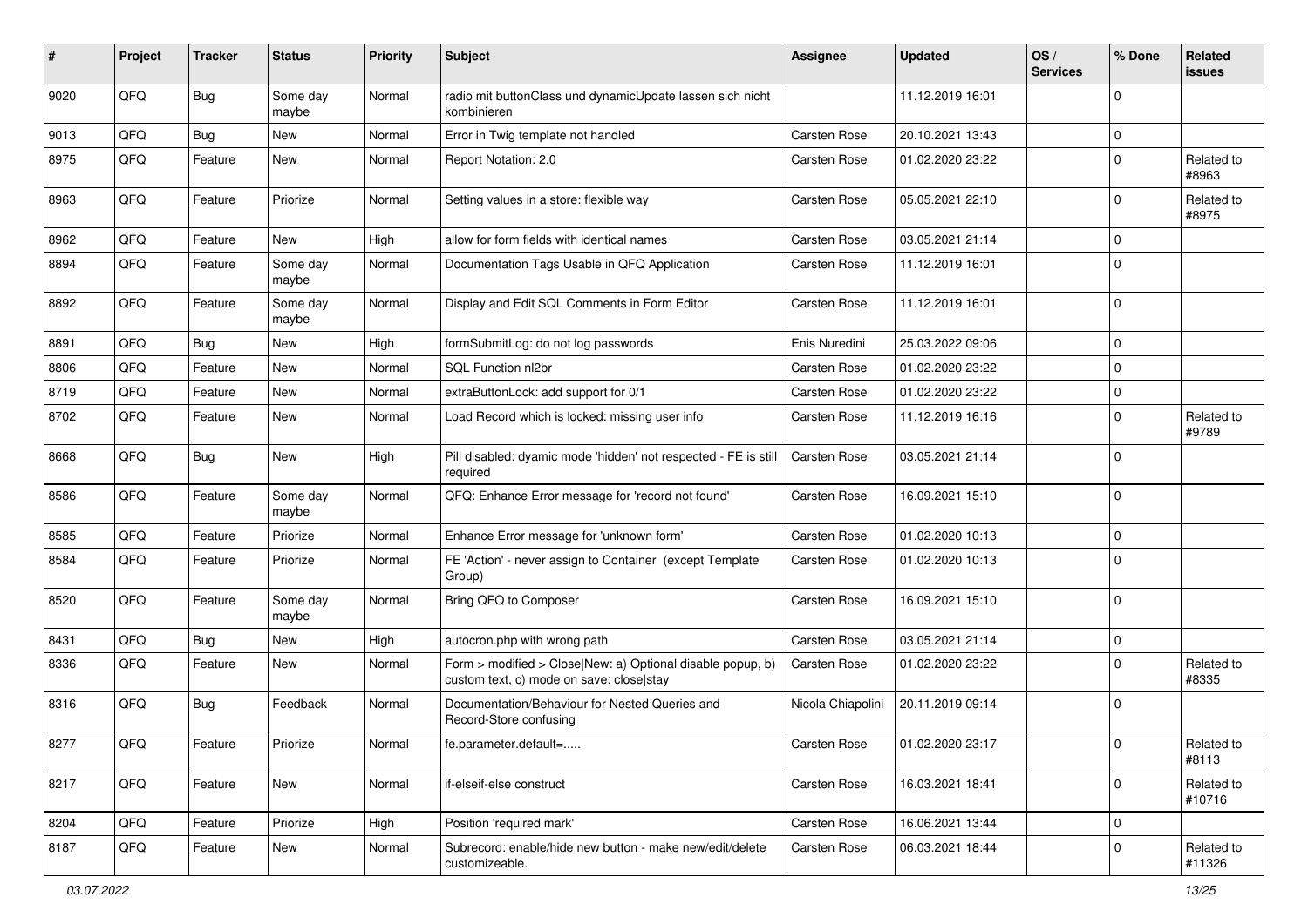| # | Project | Tracker | Status | Priority | Subject | Assignee | Updated | OS / Services | % Done | Related issues |
|---|---|---|---|---|---|---|---|---|---|---|
| 9020 | QFQ | Bug | Some day maybe | Normal | radio mit buttonClass und dynamicUpdate lassen sich nicht kombinieren | | 11.12.2019 16:01 | | 0 | |
| 9013 | QFQ | Bug | New | Normal | Error in Twig template not handled | Carsten Rose | 20.10.2021 13:43 | | 0 | |
| 8975 | QFQ | Feature | New | Normal | Report Notation: 2.0 | Carsten Rose | 01.02.2020 23:22 | | 0 | Related to #8963 |
| 8963 | QFQ | Feature | Priorize | Normal | Setting values in a store: flexible way | Carsten Rose | 05.05.2021 22:10 | | 0 | Related to #8975 |
| 8962 | QFQ | Feature | New | High | allow for form fields with identical names | Carsten Rose | 03.05.2021 21:14 | | 0 | |
| 8894 | QFQ | Feature | Some day maybe | Normal | Documentation Tags Usable in QFQ Application | Carsten Rose | 11.12.2019 16:01 | | 0 | |
| 8892 | QFQ | Feature | Some day maybe | Normal | Display and Edit SQL Comments in Form Editor | Carsten Rose | 11.12.2019 16:01 | | 0 | |
| 8891 | QFQ | Bug | New | High | formSubmitLog: do not log passwords | Enis Nuredini | 25.03.2022 09:06 | | 0 | |
| 8806 | QFQ | Feature | New | Normal | SQL Function nl2br | Carsten Rose | 01.02.2020 23:22 | | 0 | |
| 8719 | QFQ | Feature | New | Normal | extraButtonLock: add support for 0/1 | Carsten Rose | 01.02.2020 23:22 | | 0 | |
| 8702 | QFQ | Feature | New | Normal | Load Record which is locked: missing user info | Carsten Rose | 11.12.2019 16:16 | | 0 | Related to #9789 |
| 8668 | QFQ | Bug | New | High | Pill disabled: dyamic mode 'hidden' not respected - FE is still required | Carsten Rose | 03.05.2021 21:14 | | 0 | |
| 8586 | QFQ | Feature | Some day maybe | Normal | QFQ: Enhance Error message for 'record not found' | Carsten Rose | 16.09.2021 15:10 | | 0 | |
| 8585 | QFQ | Feature | Priorize | Normal | Enhance Error message for 'unknown form' | Carsten Rose | 01.02.2020 10:13 | | 0 | |
| 8584 | QFQ | Feature | Priorize | Normal | FE 'Action' - never assign to Container (except Template Group) | Carsten Rose | 01.02.2020 10:13 | | 0 | |
| 8520 | QFQ | Feature | Some day maybe | Normal | Bring QFQ to Composer | Carsten Rose | 16.09.2021 15:10 | | 0 | |
| 8431 | QFQ | Bug | New | High | autocron.php with wrong path | Carsten Rose | 03.05.2021 21:14 | | 0 | |
| 8336 | QFQ | Feature | New | Normal | Form > modified > Close\|New: a) Optional disable popup, b) custom text, c) mode on save: close\|stay | Carsten Rose | 01.02.2020 23:22 | | 0 | Related to #8335 |
| 8316 | QFQ | Bug | Feedback | Normal | Documentation/Behaviour for Nested Queries and Record-Store confusing | Nicola Chiapolini | 20.11.2019 09:14 | | 0 | |
| 8277 | QFQ | Feature | Priorize | Normal | fe.parameter.default=..... | Carsten Rose | 01.02.2020 23:17 | | 0 | Related to #8113 |
| 8217 | QFQ | Feature | New | Normal | if-elseif-else construct | Carsten Rose | 16.03.2021 18:41 | | 0 | Related to #10716 |
| 8204 | QFQ | Feature | Priorize | High | Position 'required mark' | Carsten Rose | 16.06.2021 13:44 | | 0 | |
| 8187 | QFQ | Feature | New | Normal | Subrecord: enable/hide new button - make new/edit/delete customizeable. | Carsten Rose | 06.03.2021 18:44 | | 0 | Related to #11326 |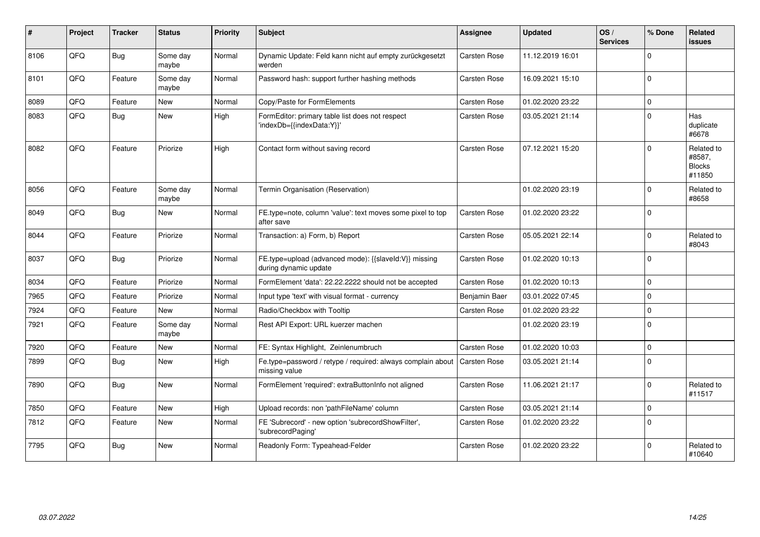| # | Project | Tracker | Status | Priority | Subject | Assignee | Updated | OS / Services | % Done | Related issues |
|---|---|---|---|---|---|---|---|---|---|---|
| 8106 | QFQ | Bug | Some day maybe | Normal | Dynamic Update: Feld kann nicht auf empty zurückgesetzt werden | Carsten Rose | 11.12.2019 16:01 | | 0 | |
| 8101 | QFQ | Feature | Some day maybe | Normal | Password hash: support further hashing methods | Carsten Rose | 16.09.2021 15:10 | | 0 | |
| 8089 | QFQ | Feature | New | Normal | Copy/Paste for FormElements | Carsten Rose | 01.02.2020 23:22 | | 0 | |
| 8083 | QFQ | Bug | New | High | FormEditor: primary table list does not respect 'indexDb={{indexData:Y}}' | Carsten Rose | 03.05.2021 21:14 | | 0 | Has duplicate #6678 |
| 8082 | QFQ | Feature | Priorize | High | Contact form without saving record | Carsten Rose | 07.12.2021 15:20 | | 0 | Related to #8587, Blocks #11850 |
| 8056 | QFQ | Feature | Some day maybe | Normal | Termin Organisation (Reservation) | | 01.02.2020 23:19 | | 0 | Related to #8658 |
| 8049 | QFQ | Bug | New | Normal | FE.type=note, column 'value': text moves some pixel to top after save | Carsten Rose | 01.02.2020 23:22 | | 0 | |
| 8044 | QFQ | Feature | Priorize | Normal | Transaction: a) Form, b) Report | Carsten Rose | 05.05.2021 22:14 | | 0 | Related to #8043 |
| 8037 | QFQ | Bug | Priorize | Normal | FE.type=upload (advanced mode): {{slaveId:V}} missing during dynamic update | Carsten Rose | 01.02.2020 10:13 | | 0 | |
| 8034 | QFQ | Feature | Priorize | Normal | FormElement 'data': 22.22.2222 should not be accepted | Carsten Rose | 01.02.2020 10:13 | | 0 | |
| 7965 | QFQ | Feature | Priorize | Normal | Input type 'text' with visual format - currency | Benjamin Baer | 03.01.2022 07:45 | | 0 | |
| 7924 | QFQ | Feature | New | Normal | Radio/Checkbox with Tooltip | Carsten Rose | 01.02.2020 23:22 | | 0 | |
| 7921 | QFQ | Feature | Some day maybe | Normal | Rest API Export: URL kuerzer machen | | 01.02.2020 23:19 | | 0 | |
| 7920 | QFQ | Feature | New | Normal | FE: Syntax Highlight, Zeinlenumbruch | Carsten Rose | 01.02.2020 10:03 | | 0 | |
| 7899 | QFQ | Bug | New | High | Fe.type=password / retype / required: always complain about missing value | Carsten Rose | 03.05.2021 21:14 | | 0 | |
| 7890 | QFQ | Bug | New | Normal | FormElement 'required': extraButtonInfo not aligned | Carsten Rose | 11.06.2021 21:17 | | 0 | Related to #11517 |
| 7850 | QFQ | Feature | New | High | Upload records: non 'pathFileName' column | Carsten Rose | 03.05.2021 21:14 | | 0 | |
| 7812 | QFQ | Feature | New | Normal | FE 'Subrecord' - new option 'subrecordShowFilter', 'subrecordPaging' | Carsten Rose | 01.02.2020 23:22 | | 0 | |
| 7795 | QFQ | Bug | New | Normal | Readonly Form: Typeahead-Felder | Carsten Rose | 01.02.2020 23:22 | | 0 | Related to #10640 |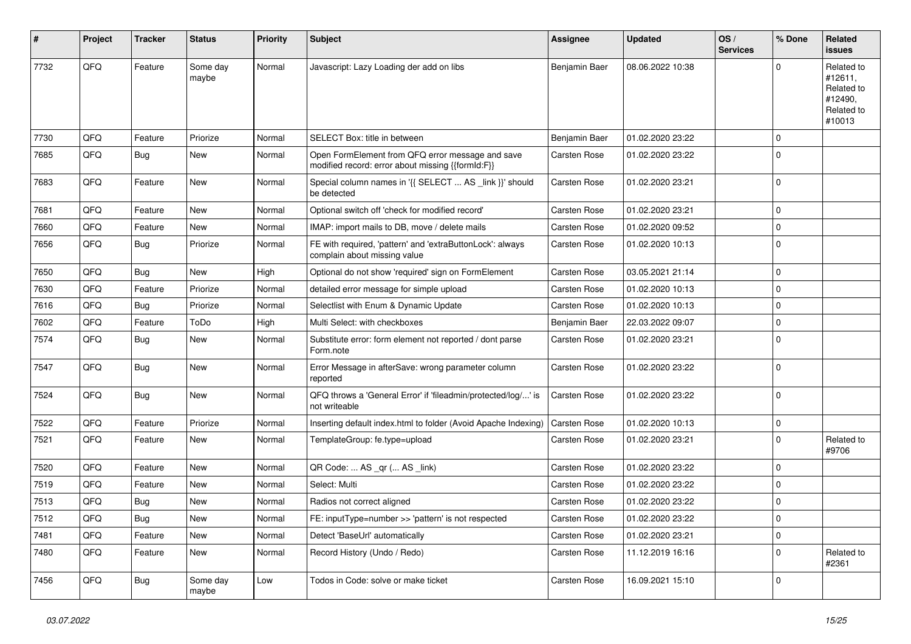| # | Project | Tracker | Status | Priority | Subject | Assignee | Updated | OS / Services | % Done | Related issues |
|---|---|---|---|---|---|---|---|---|---|---|
| 7732 | QFQ | Feature | Some day maybe | Normal | Javascript: Lazy Loading der add on libs | Benjamin Baer | 08.06.2022 10:38 | | 0 | Related to #12611, Related to #12490, Related to #10013 |
| 7730 | QFQ | Feature | Priorize | Normal | SELECT Box: title in between | Benjamin Baer | 01.02.2020 23:22 | | 0 | |
| 7685 | QFQ | Bug | New | Normal | Open FormElement from QFQ error message and save modified record: error about missing {{formId:F}} | Carsten Rose | 01.02.2020 23:22 | | 0 | |
| 7683 | QFQ | Feature | New | Normal | Special column names in '{{ SELECT ... AS _link }}' should be detected | Carsten Rose | 01.02.2020 23:21 | | 0 | |
| 7681 | QFQ | Feature | New | Normal | Optional switch off 'check for modified record' | Carsten Rose | 01.02.2020 23:21 | | 0 | |
| 7660 | QFQ | Feature | New | Normal | IMAP: import mails to DB, move / delete mails | Carsten Rose | 01.02.2020 09:52 | | 0 | |
| 7656 | QFQ | Bug | Priorize | Normal | FE with required, 'pattern' and 'extraButtonLock': always complain about missing value | Carsten Rose | 01.02.2020 10:13 | | 0 | |
| 7650 | QFQ | Bug | New | High | Optional do not show 'required' sign on FormElement | Carsten Rose | 03.05.2021 21:14 | | 0 | |
| 7630 | QFQ | Feature | Priorize | Normal | detailed error message for simple upload | Carsten Rose | 01.02.2020 10:13 | | 0 | |
| 7616 | QFQ | Bug | Priorize | Normal | Selectlist with Enum & Dynamic Update | Carsten Rose | 01.02.2020 10:13 | | 0 | |
| 7602 | QFQ | Feature | ToDo | High | Multi Select: with checkboxes | Benjamin Baer | 22.03.2022 09:07 | | 0 | |
| 7574 | QFQ | Bug | New | Normal | Substitute error: form element not reported / dont parse Form.note | Carsten Rose | 01.02.2020 23:21 | | 0 | |
| 7547 | QFQ | Bug | New | Normal | Error Message in afterSave: wrong parameter column reported | Carsten Rose | 01.02.2020 23:22 | | 0 | |
| 7524 | QFQ | Bug | New | Normal | QFQ throws a 'General Error' if 'fileadmin/protected/log/...' is not writeable | Carsten Rose | 01.02.2020 23:22 | | 0 | |
| 7522 | QFQ | Feature | Priorize | Normal | Inserting default index.html to folder (Avoid Apache Indexing) | Carsten Rose | 01.02.2020 10:13 | | 0 | |
| 7521 | QFQ | Feature | New | Normal | TemplateGroup: fe.type=upload | Carsten Rose | 01.02.2020 23:21 | | 0 | Related to #9706 |
| 7520 | QFQ | Feature | New | Normal | QR Code: ... AS _qr (... AS _link) | Carsten Rose | 01.02.2020 23:22 | | 0 | |
| 7519 | QFQ | Feature | New | Normal | Select: Multi | Carsten Rose | 01.02.2020 23:22 | | 0 | |
| 7513 | QFQ | Bug | New | Normal | Radios not correct aligned | Carsten Rose | 01.02.2020 23:22 | | 0 | |
| 7512 | QFQ | Bug | New | Normal | FE: inputType=number >> 'pattern' is not respected | Carsten Rose | 01.02.2020 23:22 | | 0 | |
| 7481 | QFQ | Feature | New | Normal | Detect 'BaseUrl' automatically | Carsten Rose | 01.02.2020 23:21 | | 0 | |
| 7480 | QFQ | Feature | New | Normal | Record History (Undo / Redo) | Carsten Rose | 11.12.2019 16:16 | | 0 | Related to #2361 |
| 7456 | QFQ | Bug | Some day maybe | Low | Todos in Code: solve or make ticket | Carsten Rose | 16.09.2021 15:10 | | 0 | |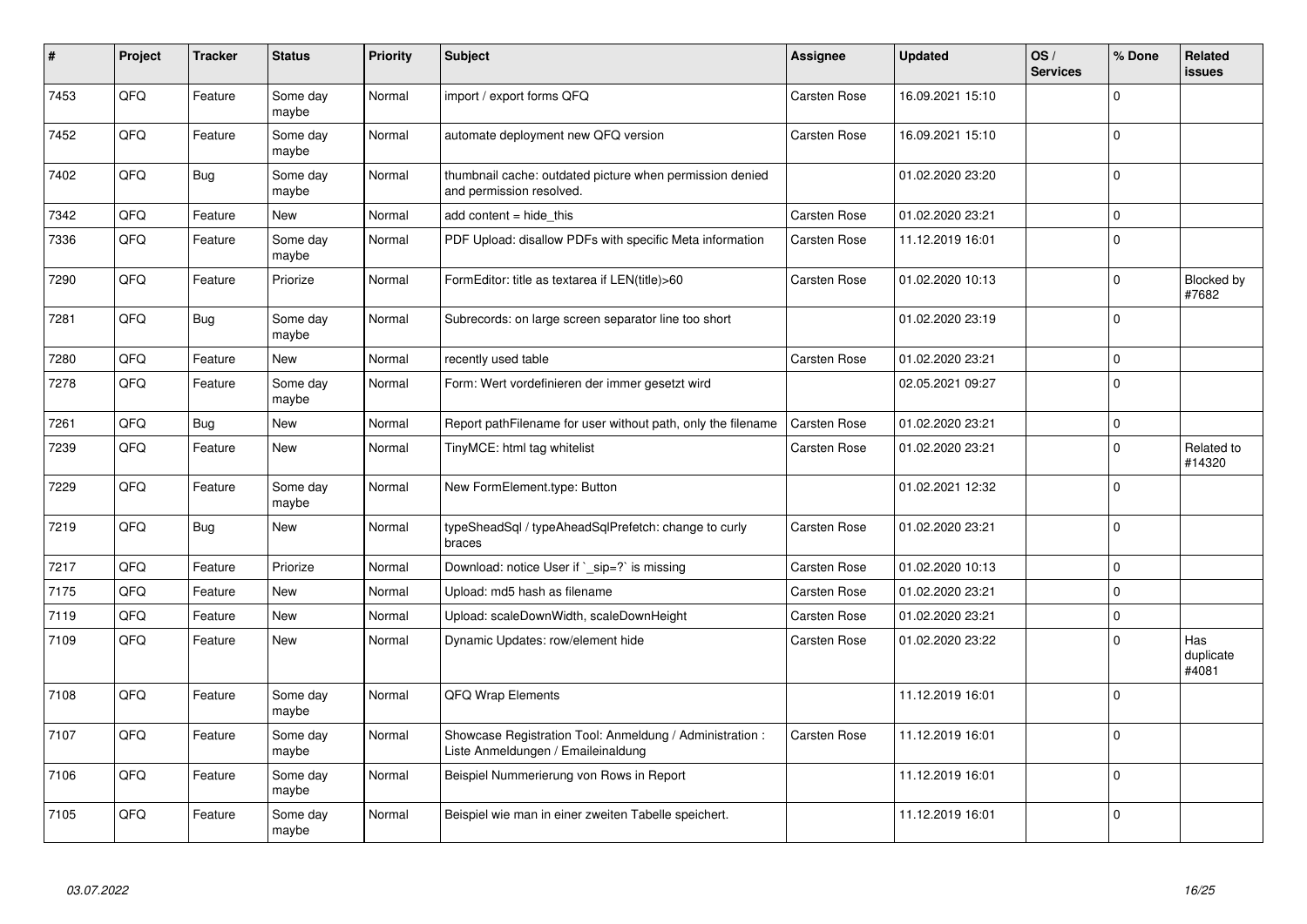| # | Project | Tracker | Status | Priority | Subject | Assignee | Updated | OS / Services | % Done | Related issues |
|---|---|---|---|---|---|---|---|---|---|---|
| 7453 | QFQ | Feature | Some day maybe | Normal | import / export forms QFQ | Carsten Rose | 16.09.2021 15:10 | | 0 | |
| 7452 | QFQ | Feature | Some day maybe | Normal | automate deployment new QFQ version | Carsten Rose | 16.09.2021 15:10 | | 0 | |
| 7402 | QFQ | Bug | Some day maybe | Normal | thumbnail cache: outdated picture when permission denied and permission resolved. | | 01.02.2020 23:20 | | 0 | |
| 7342 | QFQ | Feature | New | Normal | add content = hide_this | Carsten Rose | 01.02.2020 23:21 | | 0 | |
| 7336 | QFQ | Feature | Some day maybe | Normal | PDF Upload: disallow PDFs with specific Meta information | Carsten Rose | 11.12.2019 16:01 | | 0 | |
| 7290 | QFQ | Feature | Priorize | Normal | FormEditor: title as textarea if LEN(title)>60 | Carsten Rose | 01.02.2020 10:13 | | 0 | Blocked by #7682 |
| 7281 | QFQ | Bug | Some day maybe | Normal | Subrecords: on large screen separator line too short | | 01.02.2020 23:19 | | 0 | |
| 7280 | QFQ | Feature | New | Normal | recently used table | Carsten Rose | 01.02.2020 23:21 | | 0 | |
| 7278 | QFQ | Feature | Some day maybe | Normal | Form: Wert vordefinieren der immer gesetzt wird | | 02.05.2021 09:27 | | 0 | |
| 7261 | QFQ | Bug | New | Normal | Report pathFilename for user without path, only the filename | Carsten Rose | 01.02.2020 23:21 | | 0 | |
| 7239 | QFQ | Feature | New | Normal | TinyMCE: html tag whitelist | Carsten Rose | 01.02.2020 23:21 | | 0 | Related to #14320 |
| 7229 | QFQ | Feature | Some day maybe | Normal | New FormElement.type: Button | | 01.02.2021 12:32 | | 0 | |
| 7219 | QFQ | Bug | New | Normal | typeSheadSql / typeAheadSqlPrefetch: change to curly braces | Carsten Rose | 01.02.2020 23:21 | | 0 | |
| 7217 | QFQ | Feature | Priorize | Normal | Download: notice User if `_sip=?` is missing | Carsten Rose | 01.02.2020 10:13 | | 0 | |
| 7175 | QFQ | Feature | New | Normal | Upload: md5 hash as filename | Carsten Rose | 01.02.2020 23:21 | | 0 | |
| 7119 | QFQ | Feature | New | Normal | Upload: scaleDownWidth, scaleDownHeight | Carsten Rose | 01.02.2020 23:21 | | 0 | |
| 7109 | QFQ | Feature | New | Normal | Dynamic Updates: row/element hide | Carsten Rose | 01.02.2020 23:22 | | 0 | Has duplicate #4081 |
| 7108 | QFQ | Feature | Some day maybe | Normal | QFQ Wrap Elements | | 11.12.2019 16:01 | | 0 | |
| 7107 | QFQ | Feature | Some day maybe | Normal | Showcase Registration Tool: Anmeldung / Administration : Liste Anmeldungen / Emaileinaldung | Carsten Rose | 11.12.2019 16:01 | | 0 | |
| 7106 | QFQ | Feature | Some day maybe | Normal | Beispiel Nummerierung von Rows in Report | | 11.12.2019 16:01 | | 0 | |
| 7105 | QFQ | Feature | Some day maybe | Normal | Beispiel wie man in einer zweiten Tabelle speichert. | | 11.12.2019 16:01 | | 0 | |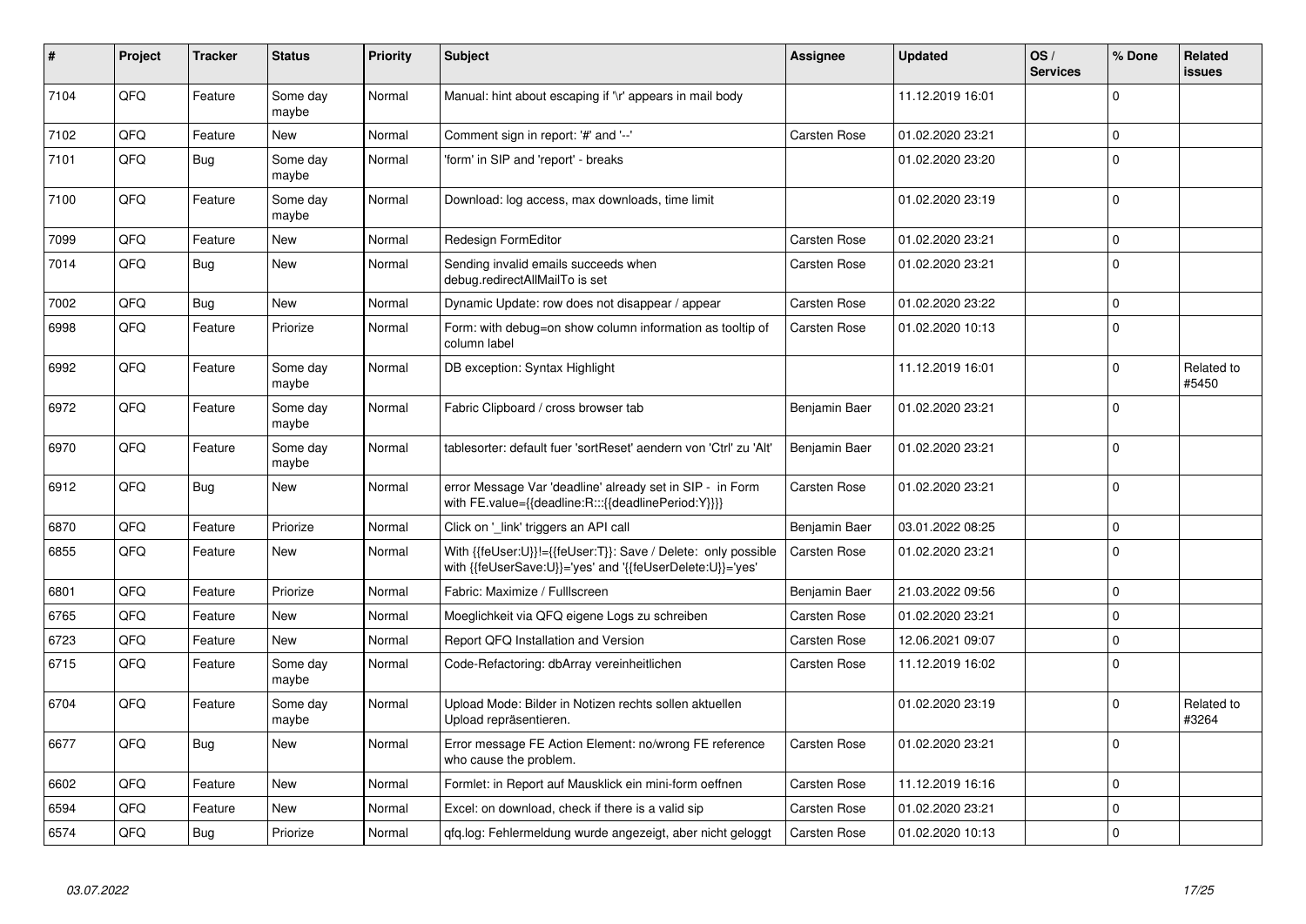| # | Project | Tracker | Status | Priority | Subject | Assignee | Updated | OS / Services | % Done | Related issues |
|---|---|---|---|---|---|---|---|---|---|---|
| 7104 | QFQ | Feature | Some day maybe | Normal | Manual: hint about escaping if '\r' appears in mail body | | 11.12.2019 16:01 | | 0 | |
| 7102 | QFQ | Feature | New | Normal | Comment sign in report: '#' and '--' | Carsten Rose | 01.02.2020 23:21 | | 0 | |
| 7101 | QFQ | Bug | Some day maybe | Normal | 'form' in SIP and 'report' - breaks | | 01.02.2020 23:20 | | 0 | |
| 7100 | QFQ | Feature | Some day maybe | Normal | Download: log access, max downloads, time limit | | 01.02.2020 23:19 | | 0 | |
| 7099 | QFQ | Feature | New | Normal | Redesign FormEditor | Carsten Rose | 01.02.2020 23:21 | | 0 | |
| 7014 | QFQ | Bug | New | Normal | Sending invalid emails succeeds when debug.redirectAllMailTo is set | Carsten Rose | 01.02.2020 23:21 | | 0 | |
| 7002 | QFQ | Bug | New | Normal | Dynamic Update: row does not disappear / appear | Carsten Rose | 01.02.2020 23:22 | | 0 | |
| 6998 | QFQ | Feature | Priorize | Normal | Form: with debug=on show column information as tooltip of column label | Carsten Rose | 01.02.2020 10:13 | | 0 | |
| 6992 | QFQ | Feature | Some day maybe | Normal | DB exception: Syntax Highlight | | 11.12.2019 16:01 | | 0 | Related to #5450 |
| 6972 | QFQ | Feature | Some day maybe | Normal | Fabric Clipboard / cross browser tab | Benjamin Baer | 01.02.2020 23:21 | | 0 | |
| 6970 | QFQ | Feature | Some day maybe | Normal | tablesorter: default fuer 'sortReset' aendern von 'Ctrl' zu 'Alt' | Benjamin Baer | 01.02.2020 23:21 | | 0 | |
| 6912 | QFQ | Bug | New | Normal | error Message Var 'deadline' already set in SIP - in Form with FE.value={{deadline:R:::{{deadlinePeriod:Y}}}} | Carsten Rose | 01.02.2020 23:21 | | 0 | |
| 6870 | QFQ | Feature | Priorize | Normal | Click on '_link' triggers an API call | Benjamin Baer | 03.01.2022 08:25 | | 0 | |
| 6855 | QFQ | Feature | New | Normal | With {{feUser:U}}!={{feUser:T}}: Save / Delete: only possible with {{feUserSave:U}}='yes' and '{{feUserDelete:U}}='yes' | Carsten Rose | 01.02.2020 23:21 | | 0 | |
| 6801 | QFQ | Feature | Priorize | Normal | Fabric: Maximize / Fulllscreen | Benjamin Baer | 21.03.2022 09:56 | | 0 | |
| 6765 | QFQ | Feature | New | Normal | Moeglichkeit via QFQ eigene Logs zu schreiben | Carsten Rose | 01.02.2020 23:21 | | 0 | |
| 6723 | QFQ | Feature | New | Normal | Report QFQ Installation and Version | Carsten Rose | 12.06.2021 09:07 | | 0 | |
| 6715 | QFQ | Feature | Some day maybe | Normal | Code-Refactoring: dbArray vereinheitlichen | Carsten Rose | 11.12.2019 16:02 | | 0 | |
| 6704 | QFQ | Feature | Some day maybe | Normal | Upload Mode: Bilder in Notizen rechts sollen aktuellen Upload repräsentieren. | | 01.02.2020 23:19 | | 0 | Related to #3264 |
| 6677 | QFQ | Bug | New | Normal | Error message FE Action Element: no/wrong FE reference who cause the problem. | Carsten Rose | 01.02.2020 23:21 | | 0 | |
| 6602 | QFQ | Feature | New | Normal | Formlet: in Report auf Mausklick ein mini-form oeffnen | Carsten Rose | 11.12.2019 16:16 | | 0 | |
| 6594 | QFQ | Feature | New | Normal | Excel: on download, check if there is a valid sip | Carsten Rose | 01.02.2020 23:21 | | 0 | |
| 6574 | QFQ | Bug | Priorize | Normal | qfq.log: Fehlermeldung wurde angezeigt, aber nicht geloggt | Carsten Rose | 01.02.2020 10:13 | | 0 | |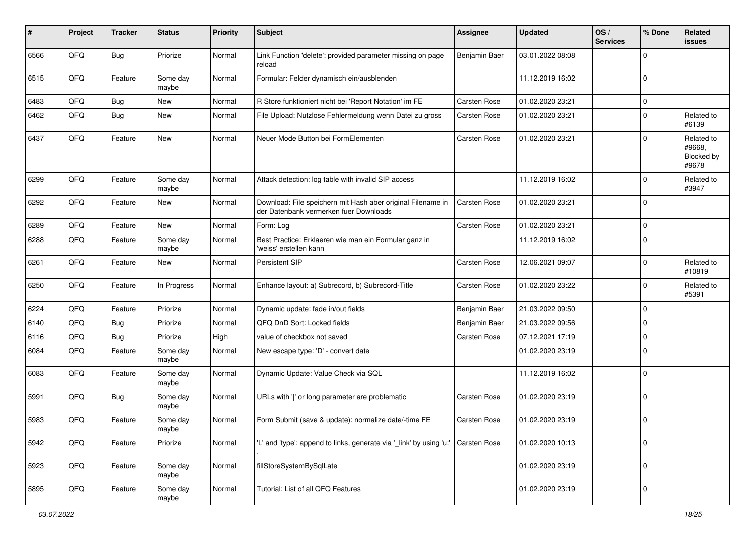| # | Project | Tracker | Status | Priority | Subject | Assignee | Updated | OS / Services | % Done | Related issues |
|---|---|---|---|---|---|---|---|---|---|---|
| 6566 | QFQ | Bug | Priorize | Normal | Link Function 'delete': provided parameter missing on page reload | Benjamin Baer | 03.01.2022 08:08 | | 0 | |
| 6515 | QFQ | Feature | Some day maybe | Normal | Formular: Felder dynamisch ein/ausblenden | | 11.12.2019 16:02 | | 0 | |
| 6483 | QFQ | Bug | New | Normal | R Store funktioniert nicht bei 'Report Notation' im FE | Carsten Rose | 01.02.2020 23:21 | | 0 | |
| 6462 | QFQ | Bug | New | Normal | File Upload: Nutzlose Fehlermeldung wenn Datei zu gross | Carsten Rose | 01.02.2020 23:21 | | 0 | Related to #6139 |
| 6437 | QFQ | Feature | New | Normal | Neuer Mode Button bei FormElementen | Carsten Rose | 01.02.2020 23:21 | | 0 | Related to #9668, Blocked by #9678 |
| 6299 | QFQ | Feature | Some day maybe | Normal | Attack detection: log table with invalid SIP access | | 11.12.2019 16:02 | | 0 | Related to #3947 |
| 6292 | QFQ | Feature | New | Normal | Download: File speichern mit Hash aber original Filename in der Datenbank vermerken fuer Downloads | Carsten Rose | 01.02.2020 23:21 | | 0 | |
| 6289 | QFQ | Feature | New | Normal | Form: Log | Carsten Rose | 01.02.2020 23:21 | | 0 | |
| 6288 | QFQ | Feature | Some day maybe | Normal | Best Practice: Erklaeren wie man ein Formular ganz in 'weiss' erstellen kann | | 11.12.2019 16:02 | | 0 | |
| 6261 | QFQ | Feature | New | Normal | Persistent SIP | Carsten Rose | 12.06.2021 09:07 | | 0 | Related to #10819 |
| 6250 | QFQ | Feature | In Progress | Normal | Enhance layout: a) Subrecord, b) Subrecord-Title | Carsten Rose | 01.02.2020 23:22 | | 0 | Related to #5391 |
| 6224 | QFQ | Feature | Priorize | Normal | Dynamic update: fade in/out fields | Benjamin Baer | 21.03.2022 09:50 | | 0 | |
| 6140 | QFQ | Bug | Priorize | Normal | QFQ DnD Sort: Locked fields | Benjamin Baer | 21.03.2022 09:56 | | 0 | |
| 6116 | QFQ | Bug | Priorize | High | value of checkbox not saved | Carsten Rose | 07.12.2021 17:19 | | 0 | |
| 6084 | QFQ | Feature | Some day maybe | Normal | New escape type: 'D' - convert date | | 01.02.2020 23:19 | | 0 | |
| 6083 | QFQ | Feature | Some day maybe | Normal | Dynamic Update: Value Check via SQL | | 11.12.2019 16:02 | | 0 | |
| 5991 | QFQ | Bug | Some day maybe | Normal | URLs with '\|' or long parameter are problematic | Carsten Rose | 01.02.2020 23:19 | | 0 | |
| 5983 | QFQ | Feature | Some day maybe | Normal | Form Submit (save & update): normalize date/-time FE | Carsten Rose | 01.02.2020 23:19 | | 0 | |
| 5942 | QFQ | Feature | Priorize | Normal | 'L' and 'type': append to links, generate via '_link' by using 'u:' . | Carsten Rose | 01.02.2020 10:13 | | 0 | |
| 5923 | QFQ | Feature | Some day maybe | Normal | fillStoreSystemBySqlLate | | 01.02.2020 23:19 | | 0 | |
| 5895 | QFQ | Feature | Some day maybe | Normal | Tutorial: List of all QFQ Features | | 01.02.2020 23:19 | | 0 | |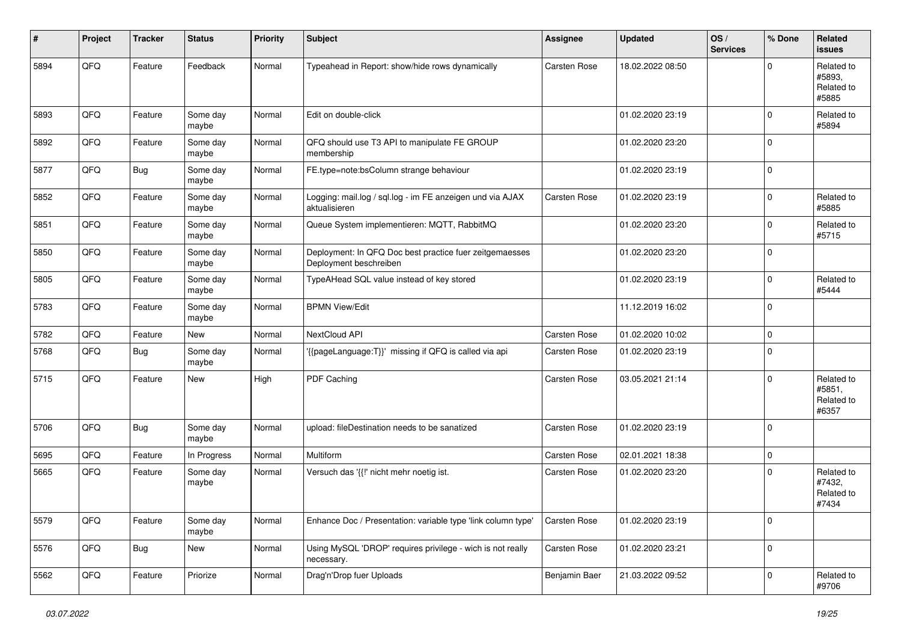| # | Project | Tracker | Status | Priority | Subject | Assignee | Updated | OS / Services | % Done | Related issues |
|---|---|---|---|---|---|---|---|---|---|---|
| 5894 | QFQ | Feature | Feedback | Normal | Typeahead in Report: show/hide rows dynamically | Carsten Rose | 18.02.2022 08:50 | | 0 | Related to #5893, Related to #5885 |
| 5893 | QFQ | Feature | Some day maybe | Normal | Edit on double-click | | 01.02.2020 23:19 | | 0 | Related to #5894 |
| 5892 | QFQ | Feature | Some day maybe | Normal | QFQ should use T3 API to manipulate FE GROUP membership | | 01.02.2020 23:20 | | 0 | |
| 5877 | QFQ | Bug | Some day maybe | Normal | FE.type=note:bsColumn strange behaviour | | 01.02.2020 23:19 | | 0 | |
| 5852 | QFQ | Feature | Some day maybe | Normal | Logging: mail.log / sql.log - im FE anzeigen und via AJAX aktualisieren | Carsten Rose | 01.02.2020 23:19 | | 0 | Related to #5885 |
| 5851 | QFQ | Feature | Some day maybe | Normal | Queue System implementieren: MQTT, RabbitMQ | | 01.02.2020 23:20 | | 0 | Related to #5715 |
| 5850 | QFQ | Feature | Some day maybe | Normal | Deployment: In QFQ Doc best practice fuer zeitgemaesses Deployment beschreiben | | 01.02.2020 23:20 | | 0 | |
| 5805 | QFQ | Feature | Some day maybe | Normal | TypeAHead SQL value instead of key stored | | 01.02.2020 23:19 | | 0 | Related to #5444 |
| 5783 | QFQ | Feature | Some day maybe | Normal | BPMN View/Edit | | 11.12.2019 16:02 | | 0 | |
| 5782 | QFQ | Feature | New | Normal | NextCloud API | Carsten Rose | 01.02.2020 10:02 | | 0 | |
| 5768 | QFQ | Bug | Some day maybe | Normal | '{{pageLanguage:T}}' missing if QFQ is called via api | Carsten Rose | 01.02.2020 23:19 | | 0 | |
| 5715 | QFQ | Feature | New | High | PDF Caching | Carsten Rose | 03.05.2021 21:14 | | 0 | Related to #5851, Related to #6357 |
| 5706 | QFQ | Bug | Some day maybe | Normal | upload: fileDestination needs to be sanatized | Carsten Rose | 01.02.2020 23:19 | | 0 | |
| 5695 | QFQ | Feature | In Progress | Normal | Multiform | Carsten Rose | 02.01.2021 18:38 | | 0 | |
| 5665 | QFQ | Feature | Some day maybe | Normal | Versuch das '{{!' nicht mehr noetig ist. | Carsten Rose | 01.02.2020 23:20 | | 0 | Related to #7432, Related to #7434 |
| 5579 | QFQ | Feature | Some day maybe | Normal | Enhance Doc / Presentation: variable type 'link column type' | Carsten Rose | 01.02.2020 23:19 | | 0 | |
| 5576 | QFQ | Bug | New | Normal | Using MySQL 'DROP' requires privilege - wich is not really necessary. | Carsten Rose | 01.02.2020 23:21 | | 0 | |
| 5562 | QFQ | Feature | Priorize | Normal | Drag'n'Drop fuer Uploads | Benjamin Baer | 21.03.2022 09:52 | | 0 | Related to #9706 |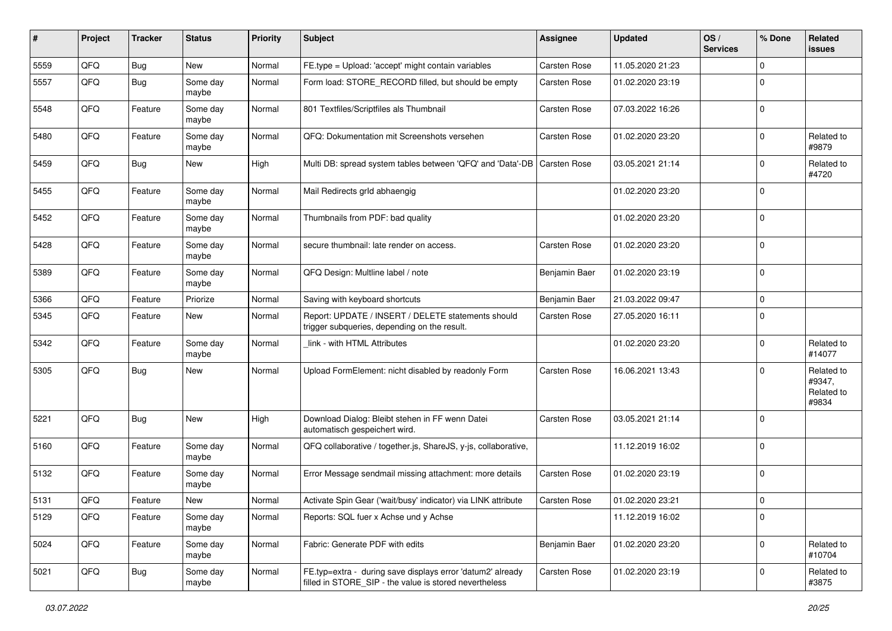| # | Project | Tracker | Status | Priority | Subject | Assignee | Updated | OS / Services | % Done | Related issues |
|---|---|---|---|---|---|---|---|---|---|---|
| 5559 | QFQ | Bug | New | Normal | FE.type = Upload: 'accept' might contain variables | Carsten Rose | 11.05.2020 21:23 | | 0 | |
| 5557 | QFQ | Bug | Some day maybe | Normal | Form load: STORE_RECORD filled, but should be empty | Carsten Rose | 01.02.2020 23:19 | | 0 | |
| 5548 | QFQ | Feature | Some day maybe | Normal | 801 Textfiles/Scriptfiles als Thumbnail | Carsten Rose | 07.03.2022 16:26 | | 0 | |
| 5480 | QFQ | Feature | Some day maybe | Normal | QFQ: Dokumentation mit Screenshots versehen | Carsten Rose | 01.02.2020 23:20 | | 0 | Related to #9879 |
| 5459 | QFQ | Bug | New | High | Multi DB: spread system tables between 'QFQ' and 'Data'-DB | Carsten Rose | 03.05.2021 21:14 | | 0 | Related to #4720 |
| 5455 | QFQ | Feature | Some day maybe | Normal | Mail Redirects grId abhaengig | | 01.02.2020 23:20 | | 0 | |
| 5452 | QFQ | Feature | Some day maybe | Normal | Thumbnails from PDF: bad quality | | 01.02.2020 23:20 | | 0 | |
| 5428 | QFQ | Feature | Some day maybe | Normal | secure thumbnail: late render on access. | Carsten Rose | 01.02.2020 23:20 | | 0 | |
| 5389 | QFQ | Feature | Some day maybe | Normal | QFQ Design: Multline label / note | Benjamin Baer | 01.02.2020 23:19 | | 0 | |
| 5366 | QFQ | Feature | Priorize | Normal | Saving with keyboard shortcuts | Benjamin Baer | 21.03.2022 09:47 | | 0 | |
| 5345 | QFQ | Feature | New | Normal | Report: UPDATE / INSERT / DELETE statements should trigger subqueries, depending on the result. | Carsten Rose | 27.05.2020 16:11 | | 0 | |
| 5342 | QFQ | Feature | Some day maybe | Normal | _link - with HTML Attributes | | 01.02.2020 23:20 | | 0 | Related to #14077 |
| 5305 | QFQ | Bug | New | Normal | Upload FormElement: nicht disabled by readonly Form | Carsten Rose | 16.06.2021 13:43 | | 0 | Related to #9347, Related to #9834 |
| 5221 | QFQ | Bug | New | High | Download Dialog: Bleibt stehen in FF wenn Datei automatisch gespeichert wird. | Carsten Rose | 03.05.2021 21:14 | | 0 | |
| 5160 | QFQ | Feature | Some day maybe | Normal | QFQ collaborative / together.js, ShareJS, y-js, collaborative, | | 11.12.2019 16:02 | | 0 | |
| 5132 | QFQ | Feature | Some day maybe | Normal | Error Message sendmail missing attachment: more details | Carsten Rose | 01.02.2020 23:19 | | 0 | |
| 5131 | QFQ | Feature | New | Normal | Activate Spin Gear ('wait/busy' indicator) via LINK attribute | Carsten Rose | 01.02.2020 23:21 | | 0 | |
| 5129 | QFQ | Feature | Some day maybe | Normal | Reports: SQL fuer x Achse und y Achse | | 11.12.2019 16:02 | | 0 | |
| 5024 | QFQ | Feature | Some day maybe | Normal | Fabric: Generate PDF with edits | Benjamin Baer | 01.02.2020 23:20 | | 0 | Related to #10704 |
| 5021 | QFQ | Bug | Some day maybe | Normal | FE.typ=extra - during save displays error 'datum2' already filled in STORE_SIP - the value is stored nevertheless | Carsten Rose | 01.02.2020 23:19 | | 0 | Related to #3875 |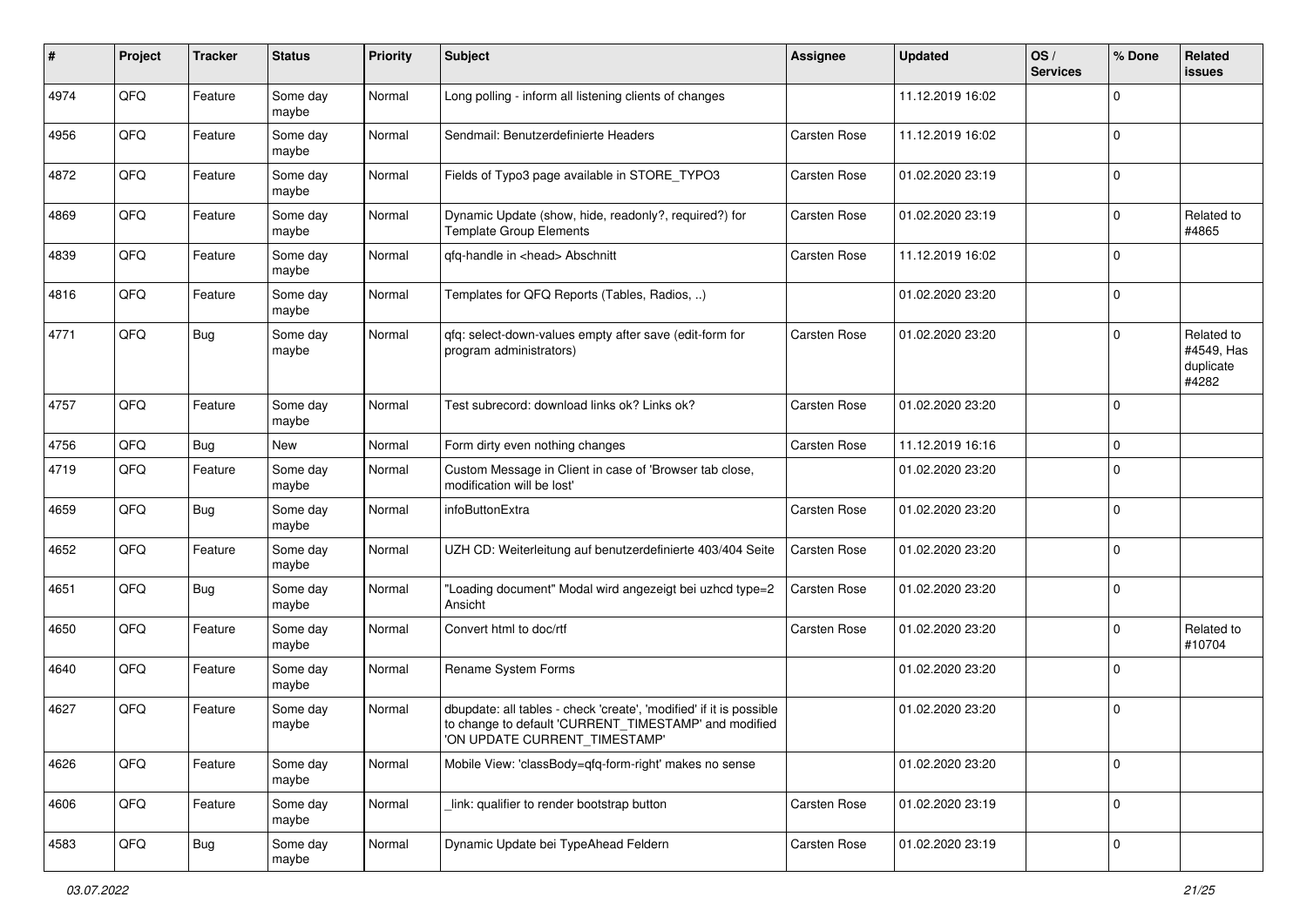| # | Project | Tracker | Status | Priority | Subject | Assignee | Updated | OS / Services | % Done | Related issues |
|---|---|---|---|---|---|---|---|---|---|---|
| 4974 | QFQ | Feature | Some day maybe | Normal | Long polling - inform all listening clients of changes | | 11.12.2019 16:02 | | 0 | |
| 4956 | QFQ | Feature | Some day maybe | Normal | Sendmail: Benutzerdefinierte Headers | Carsten Rose | 11.12.2019 16:02 | | 0 | |
| 4872 | QFQ | Feature | Some day maybe | Normal | Fields of Typo3 page available in STORE_TYPO3 | Carsten Rose | 01.02.2020 23:19 | | 0 | |
| 4869 | QFQ | Feature | Some day maybe | Normal | Dynamic Update (show, hide, readonly?, required?) for Template Group Elements | Carsten Rose | 01.02.2020 23:19 | | 0 | Related to #4865 |
| 4839 | QFQ | Feature | Some day maybe | Normal | qfq-handle in <head> Abschnitt | Carsten Rose | 11.12.2019 16:02 | | 0 | |
| 4816 | QFQ | Feature | Some day maybe | Normal | Templates for QFQ Reports (Tables, Radios, ..) | | 01.02.2020 23:20 | | 0 | |
| 4771 | QFQ | Bug | Some day maybe | Normal | qfq: select-down-values empty after save (edit-form for program administrators) | Carsten Rose | 01.02.2020 23:20 | | 0 | Related to #4549, Has duplicate #4282 |
| 4757 | QFQ | Feature | Some day maybe | Normal | Test subrecord: download links ok? Links ok? | Carsten Rose | 01.02.2020 23:20 | | 0 | |
| 4756 | QFQ | Bug | New | Normal | Form dirty even nothing changes | Carsten Rose | 11.12.2019 16:16 | | 0 | |
| 4719 | QFQ | Feature | Some day maybe | Normal | Custom Message in Client in case of 'Browser tab close, modification will be lost' | | 01.02.2020 23:20 | | 0 | |
| 4659 | QFQ | Bug | Some day maybe | Normal | infoButtonExtra | Carsten Rose | 01.02.2020 23:20 | | 0 | |
| 4652 | QFQ | Feature | Some day maybe | Normal | UZH CD: Weiterleitung auf benutzerdefinierte 403/404 Seite | Carsten Rose | 01.02.2020 23:20 | | 0 | |
| 4651 | QFQ | Bug | Some day maybe | Normal | "Loading document" Modal wird angezeigt bei uzhcd type=2 Ansicht | Carsten Rose | 01.02.2020 23:20 | | 0 | |
| 4650 | QFQ | Feature | Some day maybe | Normal | Convert html to doc/rtf | Carsten Rose | 01.02.2020 23:20 | | 0 | Related to #10704 |
| 4640 | QFQ | Feature | Some day maybe | Normal | Rename System Forms | | 01.02.2020 23:20 | | 0 | |
| 4627 | QFQ | Feature | Some day maybe | Normal | dbupdate: all tables - check 'create', 'modified' if it is possible to change to default 'CURRENT_TIMESTAMP' and modified 'ON UPDATE CURRENT_TIMESTAMP' | | 01.02.2020 23:20 | | 0 | |
| 4626 | QFQ | Feature | Some day maybe | Normal | Mobile View: 'classBody=qfq-form-right' makes no sense | | 01.02.2020 23:20 | | 0 | |
| 4606 | QFQ | Feature | Some day maybe | Normal | _link: qualifier to render bootstrap button | Carsten Rose | 01.02.2020 23:19 | | 0 | |
| 4583 | QFQ | Bug | Some day maybe | Normal | Dynamic Update bei TypeAhead Feldern | Carsten Rose | 01.02.2020 23:19 | | 0 | |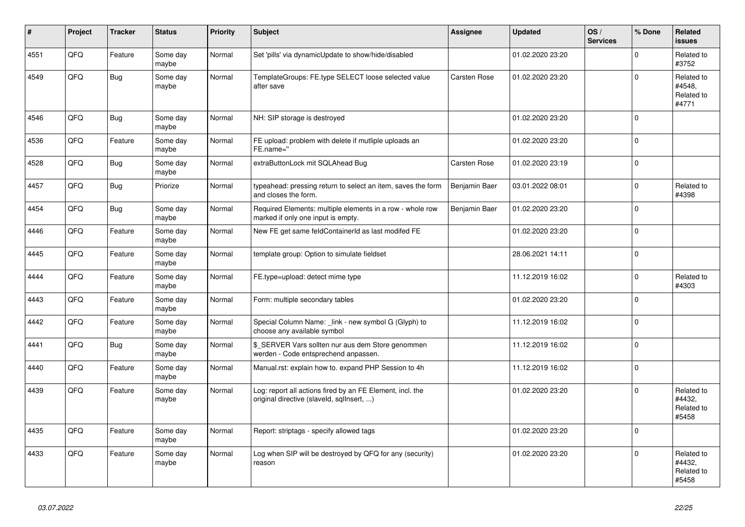| # | Project | Tracker | Status | Priority | Subject | Assignee | Updated | OS / Services | % Done | Related issues |
|---|---|---|---|---|---|---|---|---|---|---|
| 4551 | QFQ | Feature | Some day maybe | Normal | Set 'pills' via dynamicUpdate to show/hide/disabled | | 01.02.2020 23:20 | | 0 | Related to #3752 |
| 4549 | QFQ | Bug | Some day maybe | Normal | TemplateGroups: FE.type SELECT loose selected value after save | Carsten Rose | 01.02.2020 23:20 | | 0 | Related to #4548, Related to #4771 |
| 4546 | QFQ | Bug | Some day maybe | Normal | NH: SIP storage is destroyed | | 01.02.2020 23:20 | | 0 | |
| 4536 | QFQ | Feature | Some day maybe | Normal | FE upload: problem with delete if mutliple uploads an FE.name=" | | 01.02.2020 23:20 | | 0 | |
| 4528 | QFQ | Bug | Some day maybe | Normal | extraButtonLock mit SQLAhead Bug | Carsten Rose | 01.02.2020 23:19 | | 0 | |
| 4457 | QFQ | Bug | Priorize | Normal | typeahead: pressing return to select an item, saves the form and closes the form. | Benjamin Baer | 03.01.2022 08:01 | | 0 | Related to #4398 |
| 4454 | QFQ | Bug | Some day maybe | Normal | Required Elements: multiple elements in a row - whole row marked if only one input is empty. | Benjamin Baer | 01.02.2020 23:20 | | 0 | |
| 4446 | QFQ | Feature | Some day maybe | Normal | New FE get same feldContainerId as last modifed FE | | 01.02.2020 23:20 | | 0 | |
| 4445 | QFQ | Feature | Some day maybe | Normal | template group: Option to simulate fieldset | | 28.06.2021 14:11 | | 0 | |
| 4444 | QFQ | Feature | Some day maybe | Normal | FE.type=upload: detect mime type | | 11.12.2019 16:02 | | 0 | Related to #4303 |
| 4443 | QFQ | Feature | Some day maybe | Normal | Form: multiple secondary tables | | 01.02.2020 23:20 | | 0 | |
| 4442 | QFQ | Feature | Some day maybe | Normal | Special Column Name: _link - new symbol G (Glyph) to choose any available symbol | | 11.12.2019 16:02 | | 0 | |
| 4441 | QFQ | Bug | Some day maybe | Normal | $_SERVER Vars sollten nur aus dem Store genommen werden - Code entsprechend anpassen. | | 11.12.2019 16:02 | | 0 | |
| 4440 | QFQ | Feature | Some day maybe | Normal | Manual.rst: explain how to. expand PHP Session to 4h | | 11.12.2019 16:02 | | 0 | |
| 4439 | QFQ | Feature | Some day maybe | Normal | Log: report all actions fired by an FE Element, incl. the original directive (slaveId, sqlInsert, ...) | | 01.02.2020 23:20 | | 0 | Related to #4432, Related to #5458 |
| 4435 | QFQ | Feature | Some day maybe | Normal | Report: striptags - specify allowed tags | | 01.02.2020 23:20 | | 0 | |
| 4433 | QFQ | Feature | Some day maybe | Normal | Log when SIP will be destroyed by QFQ for any (security) reason | | 01.02.2020 23:20 | | 0 | Related to #4432, Related to #5458 |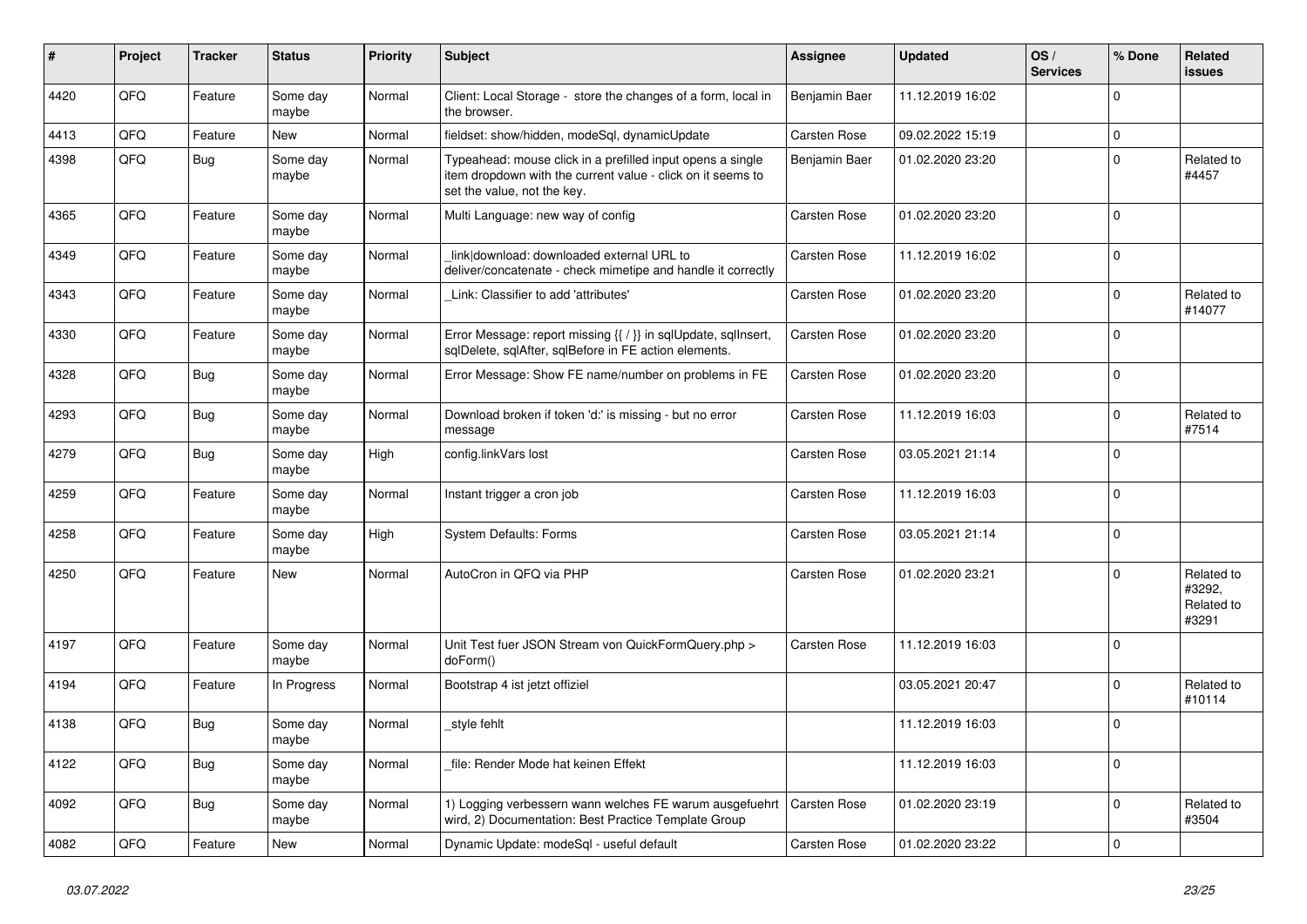| # | Project | Tracker | Status | Priority | Subject | Assignee | Updated | OS / Services | % Done | Related issues |
|---|---|---|---|---|---|---|---|---|---|---|
| 4420 | QFQ | Feature | Some day maybe | Normal | Client: Local Storage - store the changes of a form, local in the browser. | Benjamin Baer | 11.12.2019 16:02 | | 0 | |
| 4413 | QFQ | Feature | New | Normal | fieldset: show/hidden, modeSql, dynamicUpdate | Carsten Rose | 09.02.2022 15:19 | | 0 | |
| 4398 | QFQ | Bug | Some day maybe | Normal | Typeahead: mouse click in a prefilled input opens a single item dropdown with the current value - click on it seems to set the value, not the key. | Benjamin Baer | 01.02.2020 23:20 | | 0 | Related to #4457 |
| 4365 | QFQ | Feature | Some day maybe | Normal | Multi Language: new way of config | Carsten Rose | 01.02.2020 23:20 | | 0 | |
| 4349 | QFQ | Feature | Some day maybe | Normal | link\|download: downloaded external URL to deliver/concatenate - check mimetipe and handle it correctly | Carsten Rose | 11.12.2019 16:02 | | 0 | |
| 4343 | QFQ | Feature | Some day maybe | Normal | _Link: Classifier to add 'attributes' | Carsten Rose | 01.02.2020 23:20 | | 0 | Related to #14077 |
| 4330 | QFQ | Feature | Some day maybe | Normal | Error Message: report missing {{ / }} in sqlUpdate, sqlInsert, sqlDelete, sqlAfter, sqlBefore in FE action elements. | Carsten Rose | 01.02.2020 23:20 | | 0 | |
| 4328 | QFQ | Bug | Some day maybe | Normal | Error Message: Show FE name/number on problems in FE | Carsten Rose | 01.02.2020 23:20 | | 0 | |
| 4293 | QFQ | Bug | Some day maybe | Normal | Download broken if token 'd:' is missing - but no error message | Carsten Rose | 11.12.2019 16:03 | | 0 | Related to #7514 |
| 4279 | QFQ | Bug | Some day maybe | High | config.linkVars lost | Carsten Rose | 03.05.2021 21:14 | | 0 | |
| 4259 | QFQ | Feature | Some day maybe | Normal | Instant trigger a cron job | Carsten Rose | 11.12.2019 16:03 | | 0 | |
| 4258 | QFQ | Feature | Some day maybe | High | System Defaults: Forms | Carsten Rose | 03.05.2021 21:14 | | 0 | |
| 4250 | QFQ | Feature | New | Normal | AutoCron in QFQ via PHP | Carsten Rose | 01.02.2020 23:21 | | 0 | Related to #3292, Related to #3291 |
| 4197 | QFQ | Feature | Some day maybe | Normal | Unit Test fuer JSON Stream von QuickFormQuery.php > doForm() | Carsten Rose | 11.12.2019 16:03 | | 0 | |
| 4194 | QFQ | Feature | In Progress | Normal | Bootstrap 4 ist jetzt offiziel | | 03.05.2021 20:47 | | 0 | Related to #10114 |
| 4138 | QFQ | Bug | Some day maybe | Normal | _style fehlt | | 11.12.2019 16:03 | | 0 | |
| 4122 | QFQ | Bug | Some day maybe | Normal | _file: Render Mode hat keinen Effekt | | 11.12.2019 16:03 | | 0 | |
| 4092 | QFQ | Bug | Some day maybe | Normal | 1) Logging verbessern wann welches FE warum ausgefuehrt wird, 2) Documentation: Best Practice Template Group | Carsten Rose | 01.02.2020 23:19 | | 0 | Related to #3504 |
| 4082 | QFQ | Feature | New | Normal | Dynamic Update: modeSql - useful default | Carsten Rose | 01.02.2020 23:22 | | 0 | |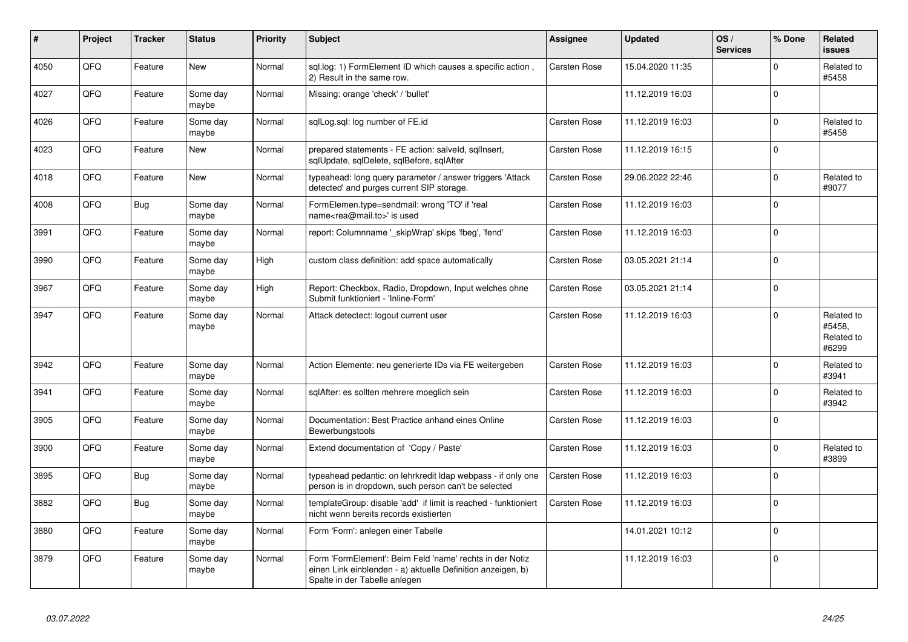| # | Project | Tracker | Status | Priority | Subject | Assignee | Updated | OS / Services | % Done | Related issues |
|---|---|---|---|---|---|---|---|---|---|---|
| 4050 | QFO | Feature | New | Normal | sql.log: 1) FormElement ID which causes a specific action , 2) Result in the same row. | Carsten Rose | 15.04.2020 11:35 | | 0 | Related to #5458 |
| 4027 | QFO | Feature | Some day maybe | Normal | Missing: orange 'check' / 'bullet' | | 11.12.2019 16:03 | | 0 | |
| 4026 | QFO | Feature | Some day maybe | Normal | sqlLog.sql: log number of FE.id | Carsten Rose | 11.12.2019 16:03 | | 0 | Related to #5458 |
| 4023 | QFO | Feature | New | Normal | prepared statements - FE action: salveId, sqlInsert, sqlUpdate, sqlDelete, sqlBefore, sqlAfter | Carsten Rose | 11.12.2019 16:15 | | 0 | |
| 4018 | QFO | Feature | New | Normal | typeahead: long query parameter / answer triggers 'Attack detected' and purges current SIP storage. | Carsten Rose | 29.06.2022 22:46 | | 0 | Related to #9077 |
| 4008 | QFO | Bug | Some day maybe | Normal | FormElemen.type=sendmail: wrong 'TO' if 'real name<rea@mail.to>' is used | Carsten Rose | 11.12.2019 16:03 | | 0 | |
| 3991 | QFO | Feature | Some day maybe | Normal | report: Columnname '_skipWrap' skips 'fbeg', 'fend' | Carsten Rose | 11.12.2019 16:03 | | 0 | |
| 3990 | QFO | Feature | Some day maybe | High | custom class definition: add space automatically | Carsten Rose | 03.05.2021 21:14 | | 0 | |
| 3967 | QFO | Feature | Some day maybe | High | Report: Checkbox, Radio, Dropdown, Input welches ohne Submit funktioniert - 'Inline-Form' | Carsten Rose | 03.05.2021 21:14 | | 0 | |
| 3947 | QFO | Feature | Some day maybe | Normal | Attack detectect: logout current user | Carsten Rose | 11.12.2019 16:03 | | 0 | Related to #5458, Related to #6299 |
| 3942 | QFO | Feature | Some day maybe | Normal | Action Elemente: neu generierte IDs via FE weitergeben | Carsten Rose | 11.12.2019 16:03 | | 0 | Related to #3941 |
| 3941 | QFO | Feature | Some day maybe | Normal | sqlAfter: es sollten mehrere moeglich sein | Carsten Rose | 11.12.2019 16:03 | | 0 | Related to #3942 |
| 3905 | QFO | Feature | Some day maybe | Normal | Documentation: Best Practice anhand eines Online Bewerbungstools | Carsten Rose | 11.12.2019 16:03 | | 0 | |
| 3900 | QFO | Feature | Some day maybe | Normal | Extend documentation of 'Copy / Paste' | Carsten Rose | 11.12.2019 16:03 | | 0 | Related to #3899 |
| 3895 | QFO | Bug | Some day maybe | Normal | typeahead pedantic: on lehrkredit ldap webpass - if only one person is in dropdown, such person can't be selected | Carsten Rose | 11.12.2019 16:03 | | 0 | |
| 3882 | QFO | Bug | Some day maybe | Normal | templateGroup: disable 'add' if limit is reached - funktioniert nicht wenn bereits records existierten | Carsten Rose | 11.12.2019 16:03 | | 0 | |
| 3880 | QFO | Feature | Some day maybe | Normal | Form 'Form': anlegen einer Tabelle | | 14.01.2021 10:12 | | 0 | |
| 3879 | QFO | Feature | Some day maybe | Normal | Form 'FormElement': Beim Feld 'name' rechts in der Notiz einen Link einblenden - a) aktuelle Definition anzeigen, b) Spalte in der Tabelle anlegen | | 11.12.2019 16:03 | | 0 | |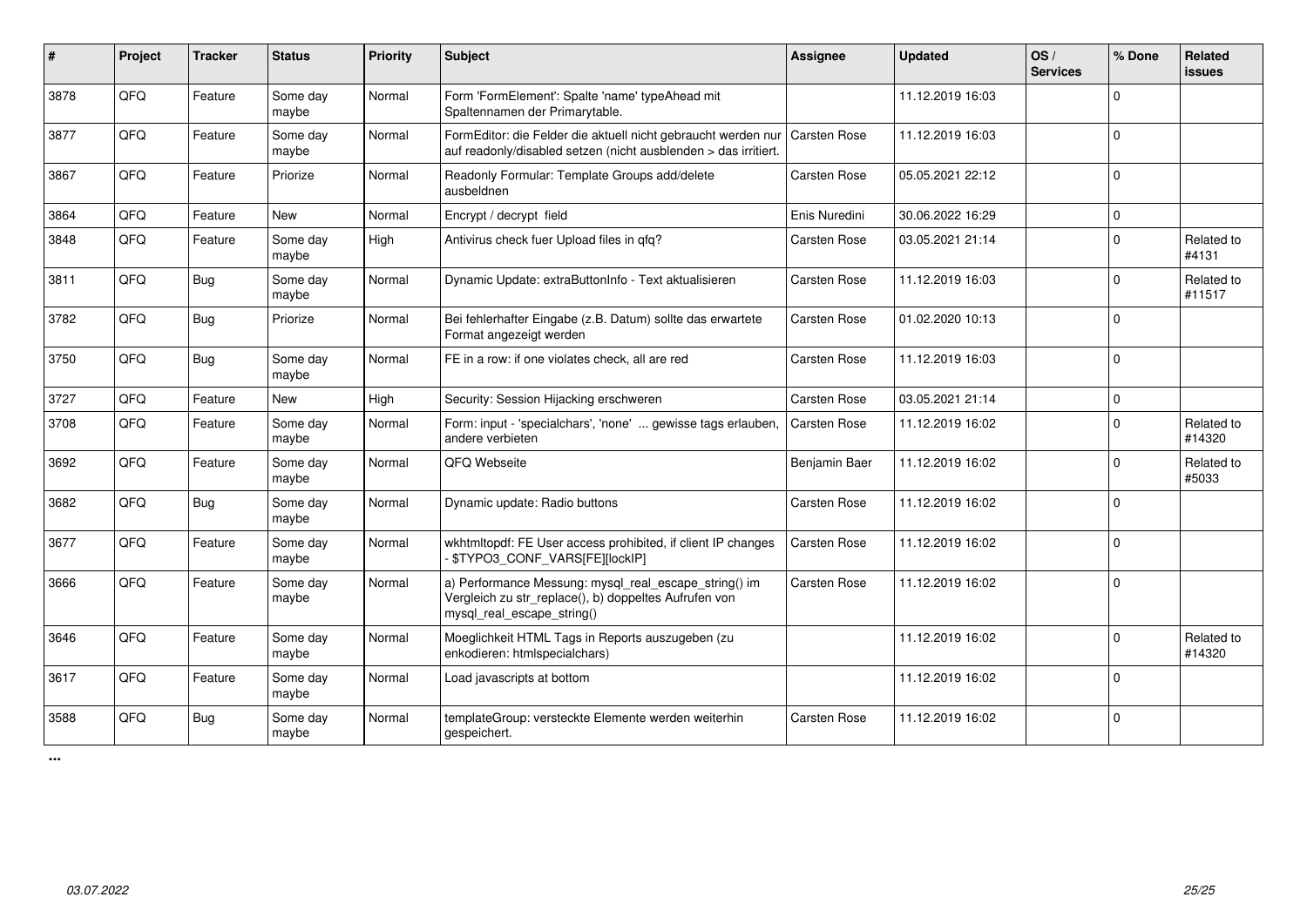| # | Project | Tracker | Status | Priority | Subject | Assignee | Updated | OS / Services | % Done | Related issues |
|---|---|---|---|---|---|---|---|---|---|---|
| 3878 | QFQ | Feature | Some day maybe | Normal | Form 'FormElement': Spalte 'name' typeAhead mit Spaltennamen der Primarytable. | | 11.12.2019 16:03 | | 0 | |
| 3877 | QFQ | Feature | Some day maybe | Normal | FormEditor: die Felder die aktuell nicht gebraucht werden nur auf readonly/disabled setzen (nicht ausblenden > das irritiert. | Carsten Rose | 11.12.2019 16:03 | | 0 | |
| 3867 | QFQ | Feature | Priorize | Normal | Readonly Formular: Template Groups add/delete ausbeldnen | Carsten Rose | 05.05.2021 22:12 | | 0 | |
| 3864 | QFQ | Feature | New | Normal | Encrypt / decrypt field | Enis Nuredini | 30.06.2022 16:29 | | 0 | |
| 3848 | QFQ | Feature | Some day maybe | High | Antivirus check fuer Upload files in qfq? | Carsten Rose | 03.05.2021 21:14 | | 0 | Related to #4131 |
| 3811 | QFQ | Bug | Some day maybe | Normal | Dynamic Update: extraButtonInfo - Text aktualisieren | Carsten Rose | 11.12.2019 16:03 | | 0 | Related to #11517 |
| 3782 | QFQ | Bug | Priorize | Normal | Bei fehlerhafter Eingabe (z.B. Datum) sollte das erwartete Format angezeigt werden | Carsten Rose | 01.02.2020 10:13 | | 0 | |
| 3750 | QFQ | Bug | Some day maybe | Normal | FE in a row: if one violates check, all are red | Carsten Rose | 11.12.2019 16:03 | | 0 | |
| 3727 | QFQ | Feature | New | High | Security: Session Hijacking erschweren | Carsten Rose | 03.05.2021 21:14 | | 0 | |
| 3708 | QFQ | Feature | Some day maybe | Normal | Form: input - 'specialchars', 'none' ... gewisse tags erlauben, andere verbieten | Carsten Rose | 11.12.2019 16:02 | | 0 | Related to #14320 |
| 3692 | QFQ | Feature | Some day maybe | Normal | QFQ Webseite | Benjamin Baer | 11.12.2019 16:02 | | 0 | Related to #5033 |
| 3682 | QFQ | Bug | Some day maybe | Normal | Dynamic update: Radio buttons | Carsten Rose | 11.12.2019 16:02 | | 0 | |
| 3677 | QFQ | Feature | Some day maybe | Normal | wkhtmltopdf: FE User access prohibited, if client IP changes - $TYPO3_CONF_VARS[FE][lockIP] | Carsten Rose | 11.12.2019 16:02 | | 0 | |
| 3666 | QFQ | Feature | Some day maybe | Normal | a) Performance Messung: mysql_real_escape_string() im Vergleich zu str_replace(), b) doppeltes Aufrufen von mysql_real_escape_string() | Carsten Rose | 11.12.2019 16:02 | | 0 | |
| 3646 | QFQ | Feature | Some day maybe | Normal | Moeglichkeit HTML Tags in Reports auszugeben (zu enkodieren: htmlspecialchars) | | 11.12.2019 16:02 | | 0 | Related to #14320 |
| 3617 | QFQ | Feature | Some day maybe | Normal | Load javascripts at bottom | | 11.12.2019 16:02 | | 0 | |
| 3588 | QFQ | Bug | Some day maybe | Normal | templateGroup: versteckte Elemente werden weiterhin gespeichert. | Carsten Rose | 11.12.2019 16:02 | | 0 | |

...